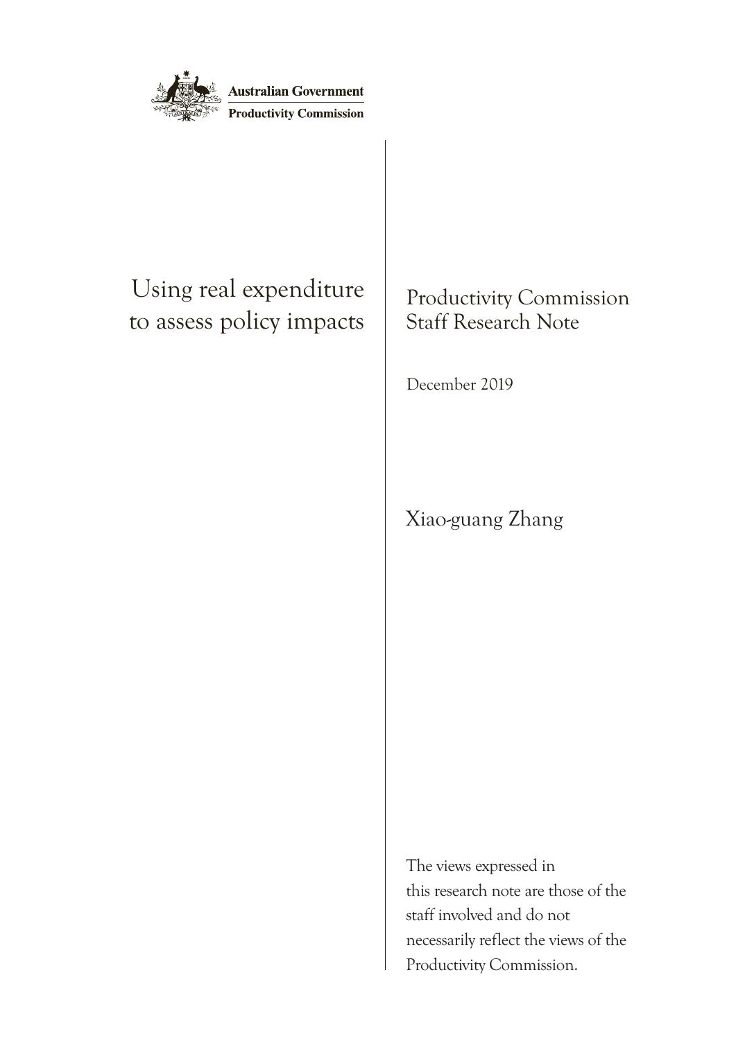Australian Government

Productivity Commission

# Using real expenditure to assess policy impacts

Productivity Commission Staff Research Note

December 2019

Xiao-guang Zhang

The views expressed in this research note are those of the staff involved and do not necessarily reflect the views of the Productivity Commission.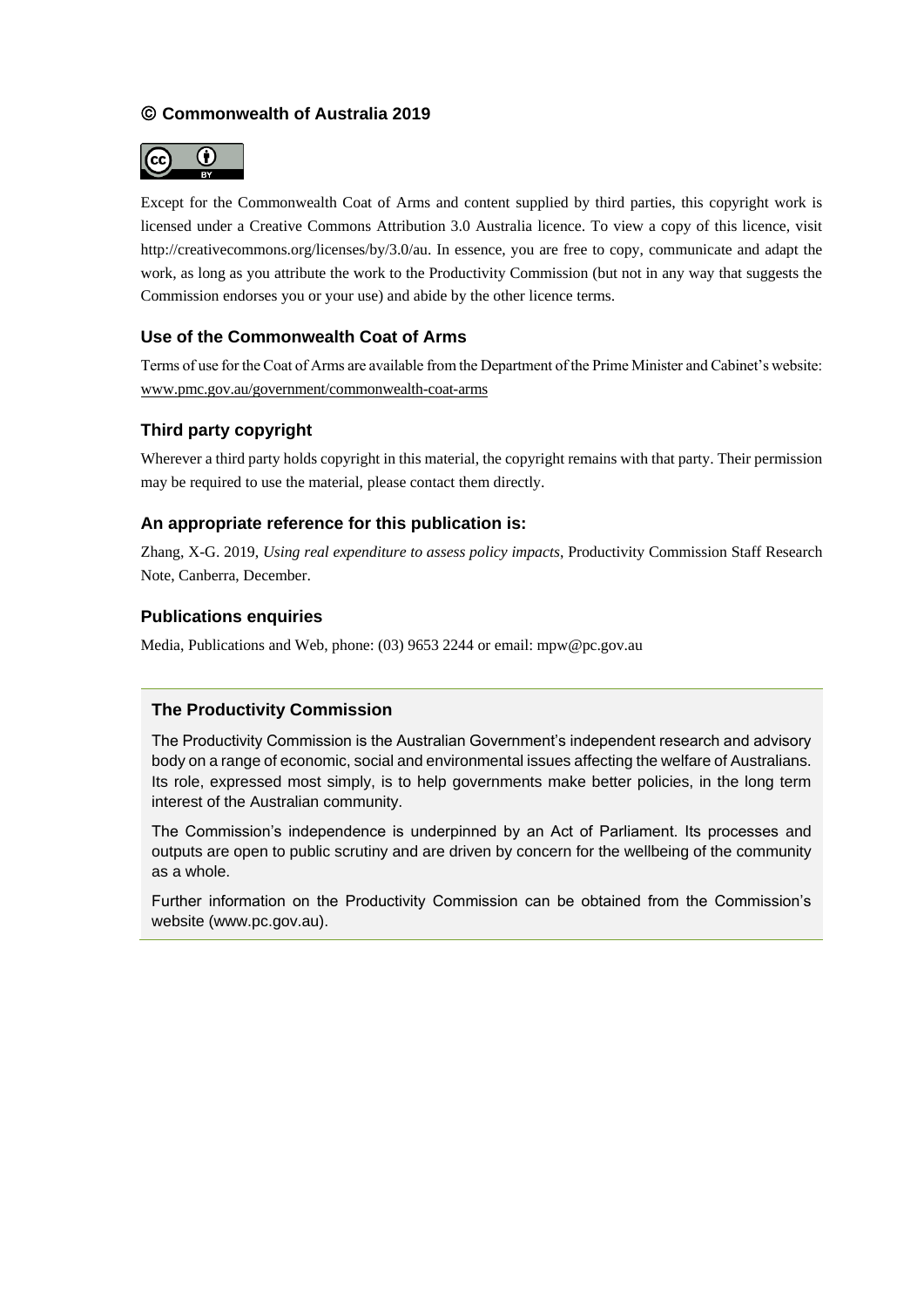# © Commonwealth of Australia 2019

Except for the Commonwealth Coat of Arms and content supplied by third parties, this copyright work is licensed under a Creative Commons Attribution 3.0 Australia licence. To view a copy of this licence, visit http://creativecommons.org/licenses/by/3.0/au. In essence, you are free to copy, communicate and adapt the work, as long as you attribute the work to the Productivity Commission (but not in any way that suggests the Commission endorses you or your use) and abide by the other licence terms.

### Use of the Commonwealth Coat of Arms

Terms of use for the Coat of Arms are available from the Department of the Prime Minister and Cabinet's website: www.pmc.gov.au/government/commonwealth-coat-arms

### Third party copyright

Wherever a third party holds copyright in this material, the copyright remains with that party. Their permission may be required to use the material, please contact them directly.

### An appropriate reference for this publication is:

Zhang, X-G. 2019, *Using real expenditure to assess policy impacts*, Productivity Commission Staff Research Note, Canberra, December.

### Publications enquiries

Media, Publications and Web, phone: (03) 9653 2244 or email: mpw@pc.gov.au

### The Productivity Commission

The Productivity Commission is the Australian Government's independent research and advisory body on a range of economic, social and environmental issues affecting the welfare of Australians. Its role, expressed most simply, is to help governments make better policies, in the long term interest of the Australian community.

The Commission's independence is underpinned by an Act of Parliament. Its processes and outputs are open to public scrutiny and are driven by concern for the wellbeing of the community as a whole.

Further information on the Productivity Commission can be obtained from the Commission's website (www.pc.gov.au).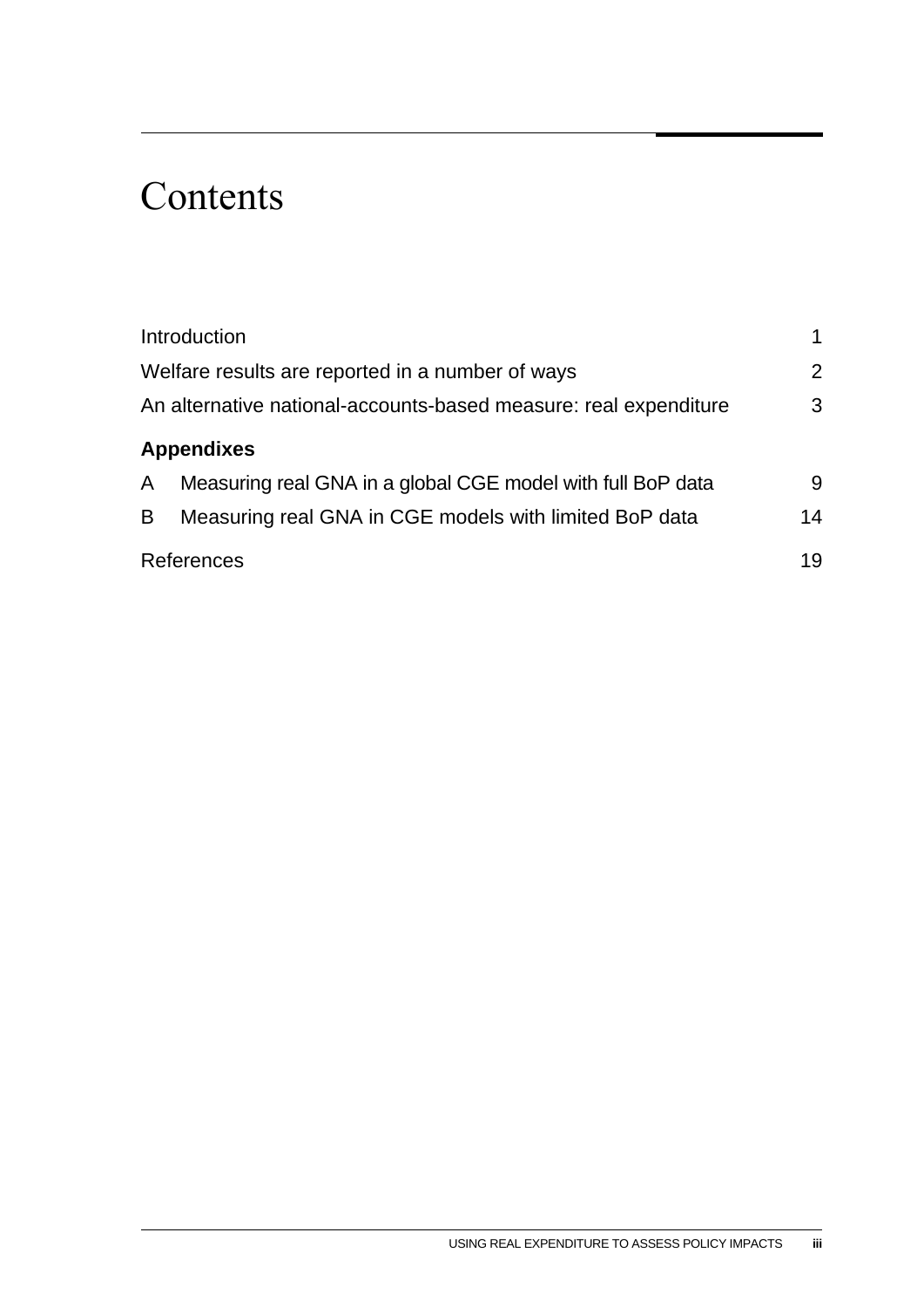# Contents

| | |
|---|---|
| Introduction | 1 |
| Welfare results are reported in a number of ways | 2 |
| An alternative national-accounts-based measure: real expenditure | 3 |
| **Appendixes** | |
| A Measuring real GNA in a global CGE model with full BoP data | 9 |
| B Measuring real GNA in CGE models with limited BoP data | 14 |
| References | 19 |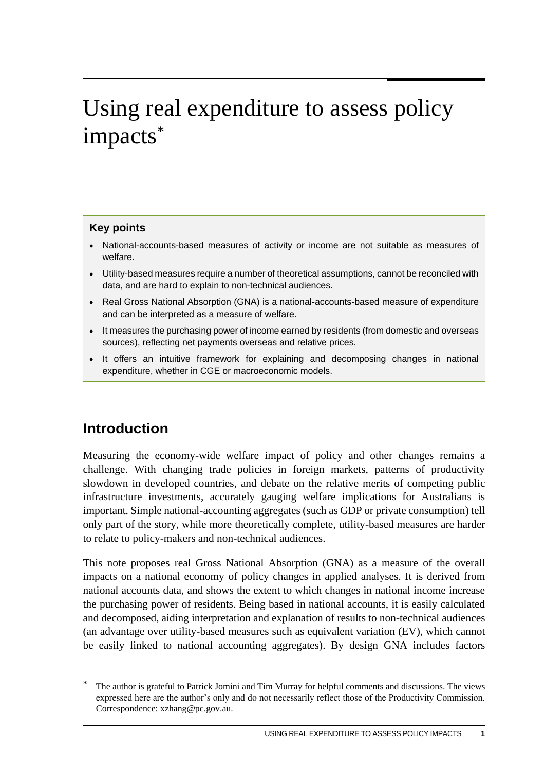# Using real expenditure to assess policy impacts*

> **Key points**
>
> - National-accounts-based measures of activity or income are not suitable as measures of welfare.
> - Utility-based measures require a number of theoretical assumptions, cannot be reconciled with data, and are hard to explain to non-technical audiences.
> - Real Gross National Absorption (GNA) is a national-accounts-based measure of expenditure and can be interpreted as a measure of welfare.
> - It measures the purchasing power of income earned by residents (from domestic and overseas sources), reflecting net payments overseas and relative prices.
> - It offers an intuitive framework for explaining and decomposing changes in national expenditure, whether in CGE or macroeconomic models.

## Introduction

Measuring the economy-wide welfare impact of policy and other changes remains a challenge. With changing trade policies in foreign markets, patterns of productivity slowdown in developed countries, and debate on the relative merits of competing public infrastructure investments, accurately gauging welfare implications for Australians is important. Simple national-accounting aggregates (such as GDP or private consumption) tell only part of the story, while more theoretically complete, utility-based measures are harder to relate to policy-makers and non-technical audiences.

This note proposes real Gross National Absorption (GNA) as a measure of the overall impacts on a national economy of policy changes in applied analyses. It is derived from national accounts data, and shows the extent to which changes in national income increase the purchasing power of residents. Being based in national accounts, it is easily calculated and decomposed, aiding interpretation and explanation of results to non-technical audiences (an advantage over utility-based measures such as equivalent variation (EV), which cannot be easily linked to national accounting aggregates). By design GNA includes factors

---

* The author is grateful to Patrick Jomini and Tim Murray for helpful comments and discussions. The views expressed here are the author's only and do not necessarily reflect those of the Productivity Commission. Correspondence: xzhang@pc.gov.au.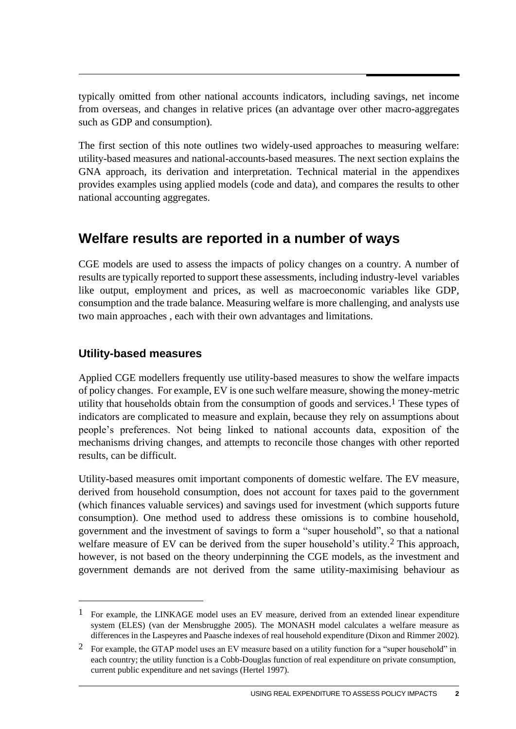typically omitted from other national accounts indicators, including savings, net income from overseas, and changes in relative prices (an advantage over other macro-aggregates such as GDP and consumption).

The first section of this note outlines two widely-used approaches to measuring welfare: utility-based measures and national-accounts-based measures. The next section explains the GNA approach, its derivation and interpretation. Technical material in the appendixes provides examples using applied models (code and data), and compares the results to other national accounting aggregates.

## Welfare results are reported in a number of ways

CGE models are used to assess the impacts of policy changes on a country. A number of results are typically reported to support these assessments, including industry-level variables like output, employment and prices, as well as macroeconomic variables like GDP, consumption and the trade balance. Measuring welfare is more challenging, and analysts use two main approaches , each with their own advantages and limitations.

### Utility-based measures

Applied CGE modellers frequently use utility-based measures to show the welfare impacts of policy changes. For example, EV is one such welfare measure, showing the money-metric utility that households obtain from the consumption of goods and services.[1] These types of indicators are complicated to measure and explain, because they rely on assumptions about people's preferences. Not being linked to national accounts data, exposition of the mechanisms driving changes, and attempts to reconcile those changes with other reported results, can be difficult.

Utility-based measures omit important components of domestic welfare. The EV measure, derived from household consumption, does not account for taxes paid to the government (which finances valuable services) and savings used for investment (which supports future consumption). One method used to address these omissions is to combine household, government and the investment of savings to form a "super household", so that a national welfare measure of EV can be derived from the super household's utility.[2] This approach, however, is not based on the theory underpinning the CGE models, as the investment and government demands are not derived from the same utility-maximising behaviour as

---

[1] For example, the LINKAGE model uses an EV measure, derived from an extended linear expenditure system (ELES) (van der Mensbrugghe 2005). The MONASH model calculates a welfare measure as differences in the Laspeyres and Paasche indexes of real household expenditure (Dixon and Rimmer 2002).

[2] For example, the GTAP model uses an EV measure based on a utility function for a "super household" in each country; the utility function is a Cobb-Douglas function of real expenditure on private consumption, current public expenditure and net savings (Hertel 1997).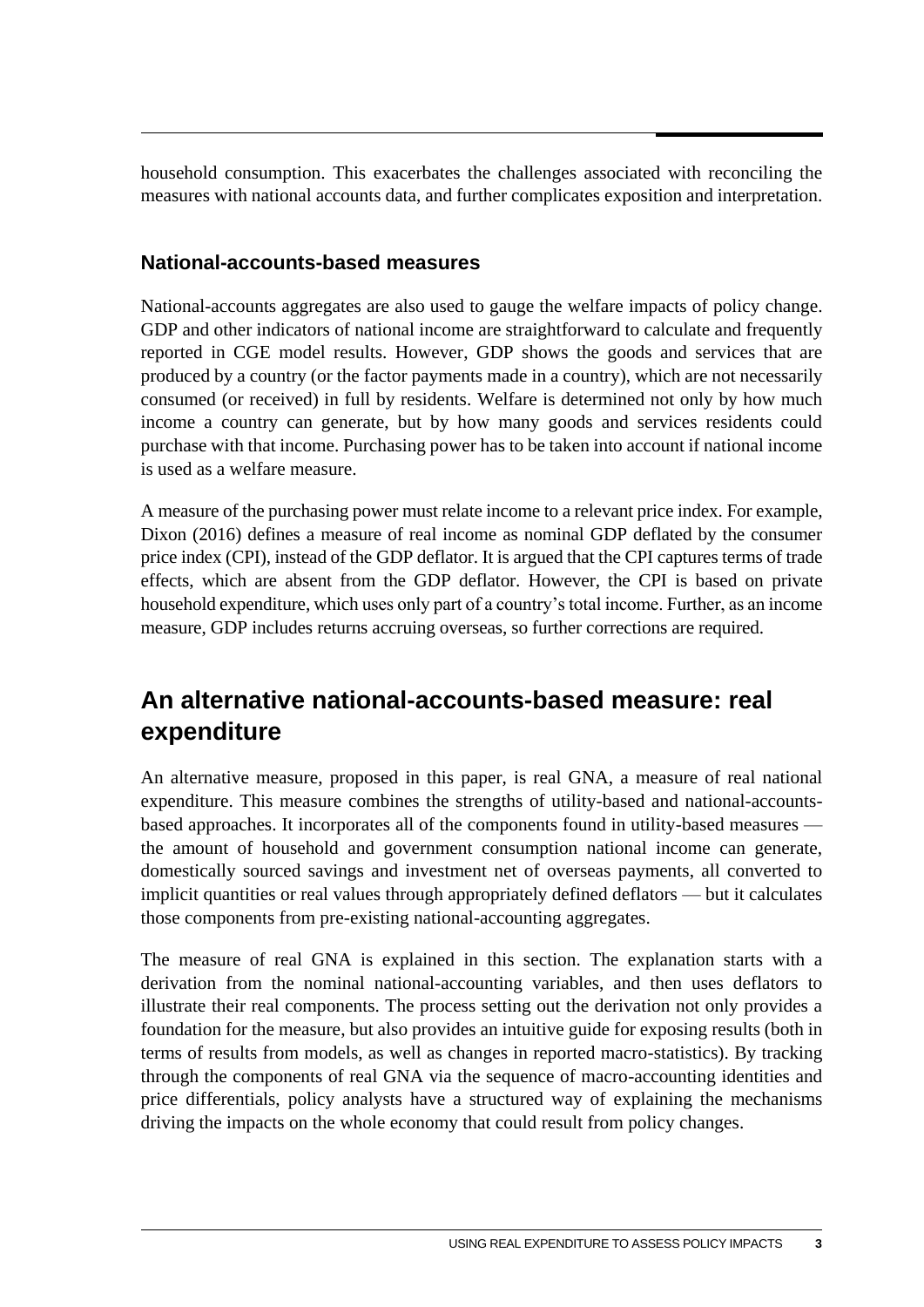household consumption. This exacerbates the challenges associated with reconciling the measures with national accounts data, and further complicates exposition and interpretation.

### National-accounts-based measures

National-accounts aggregates are also used to gauge the welfare impacts of policy change. GDP and other indicators of national income are straightforward to calculate and frequently reported in CGE model results. However, GDP shows the goods and services that are produced by a country (or the factor payments made in a country), which are not necessarily consumed (or received) in full by residents. Welfare is determined not only by how much income a country can generate, but by how many goods and services residents could purchase with that income. Purchasing power has to be taken into account if national income is used as a welfare measure.

A measure of the purchasing power must relate income to a relevant price index. For example, Dixon (2016) defines a measure of real income as nominal GDP deflated by the consumer price index (CPI), instead of the GDP deflator. It is argued that the CPI captures terms of trade effects, which are absent from the GDP deflator. However, the CPI is based on private household expenditure, which uses only part of a country's total income. Further, as an income measure, GDP includes returns accruing overseas, so further corrections are required.

## An alternative national-accounts-based measure: real expenditure

An alternative measure, proposed in this paper, is real GNA, a measure of real national expenditure. This measure combines the strengths of utility-based and national-accounts-based approaches. It incorporates all of the components found in utility-based measures — the amount of household and government consumption national income can generate, domestically sourced savings and investment net of overseas payments, all converted to implicit quantities or real values through appropriately defined deflators — but it calculates those components from pre-existing national-accounting aggregates.

The measure of real GNA is explained in this section. The explanation starts with a derivation from the nominal national-accounting variables, and then uses deflators to illustrate their real components. The process setting out the derivation not only provides a foundation for the measure, but also provides an intuitive guide for exposing results (both in terms of results from models, as well as changes in reported macro-statistics). By tracking through the components of real GNA via the sequence of macro-accounting identities and price differentials, policy analysts have a structured way of explaining the mechanisms driving the impacts on the whole economy that could result from policy changes.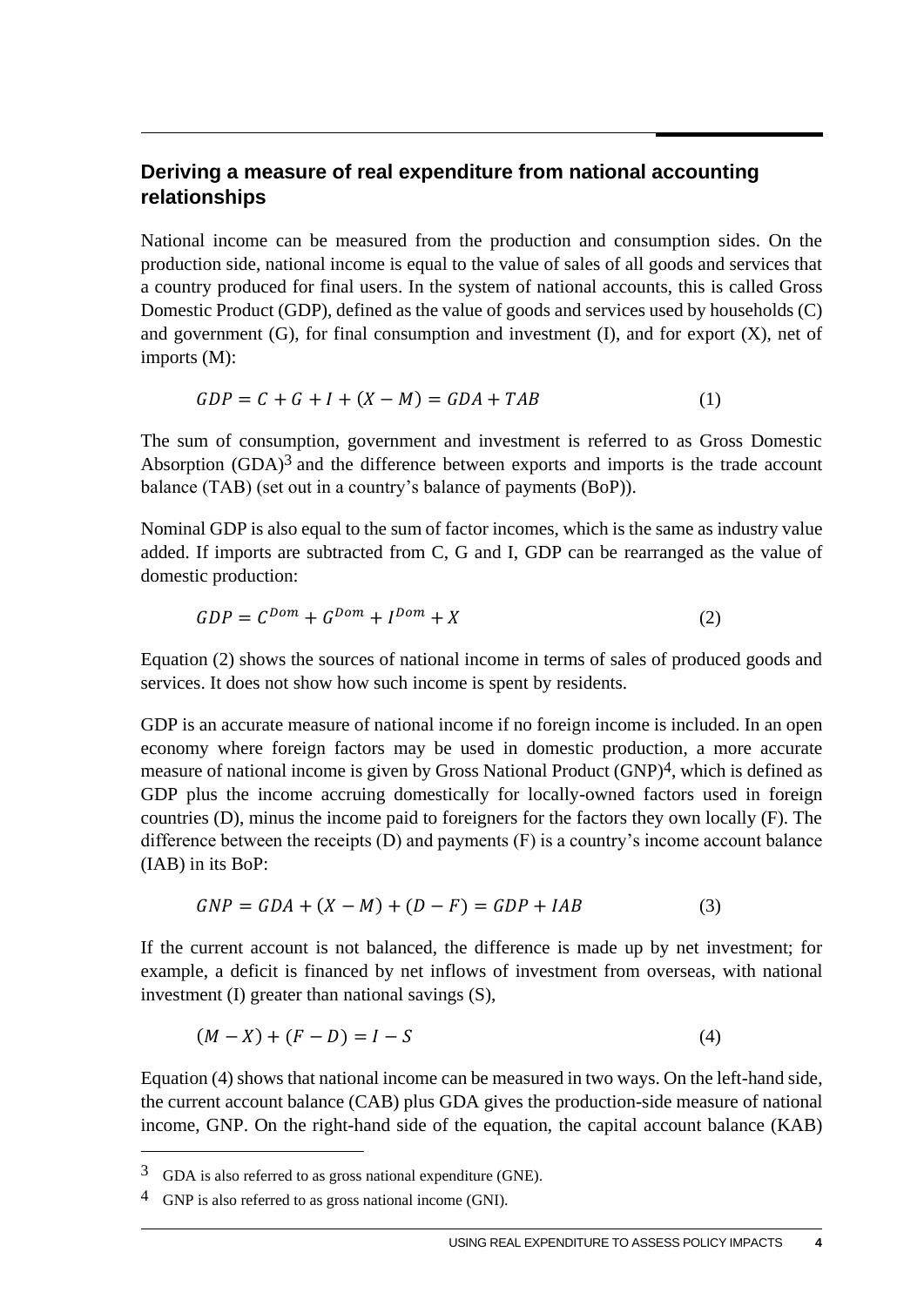## Deriving a measure of real expenditure from national accounting relationships

National income can be measured from the production and consumption sides. On the production side, national income is equal to the value of sales of all goods and services that a country produced for final users. In the system of national accounts, this is called Gross Domestic Product (GDP), defined as the value of goods and services used by households (C) and government (G), for final consumption and investment (I), and for export (X), net of imports (M):

$$GDP = C + G + I + (X - M) = GDA + TAB \qquad (1)$$

The sum of consumption, government and investment is referred to as Gross Domestic Absorption (GDA)[3] and the difference between exports and imports is the trade account balance (TAB) (set out in a country's balance of payments (BoP)).

Nominal GDP is also equal to the sum of factor incomes, which is the same as industry value added. If imports are subtracted from C, G and I, GDP can be rearranged as the value of domestic production:

$$GDP = C^{Dom} + G^{Dom} + I^{Dom} + X \qquad (2)$$

Equation (2) shows the sources of national income in terms of sales of produced goods and services. It does not show how such income is spent by residents.

GDP is an accurate measure of national income if no foreign income is included. In an open economy where foreign factors may be used in domestic production, a more accurate measure of national income is given by Gross National Product (GNP)[4], which is defined as GDP plus the income accruing domestically for locally-owned factors used in foreign countries (D), minus the income paid to foreigners for the factors they own locally (F). The difference between the receipts (D) and payments (F) is a country's income account balance (IAB) in its BoP:

$$GNP = GDA + (X - M) + (D - F) = GDP + IAB \qquad (3)$$

If the current account is not balanced, the difference is made up by net investment; for example, a deficit is financed by net inflows of investment from overseas, with national investment (I) greater than national savings (S),

$$(M - X) + (F - D) = I - S \qquad (4)$$

Equation (4) shows that national income can be measured in two ways. On the left-hand side, the current account balance (CAB) plus GDA gives the production-side measure of national income, GNP. On the right-hand side of the equation, the capital account balance (KAB)

---

[3] GDA is also referred to as gross national expenditure (GNE).

[4] GNP is also referred to as gross national income (GNI).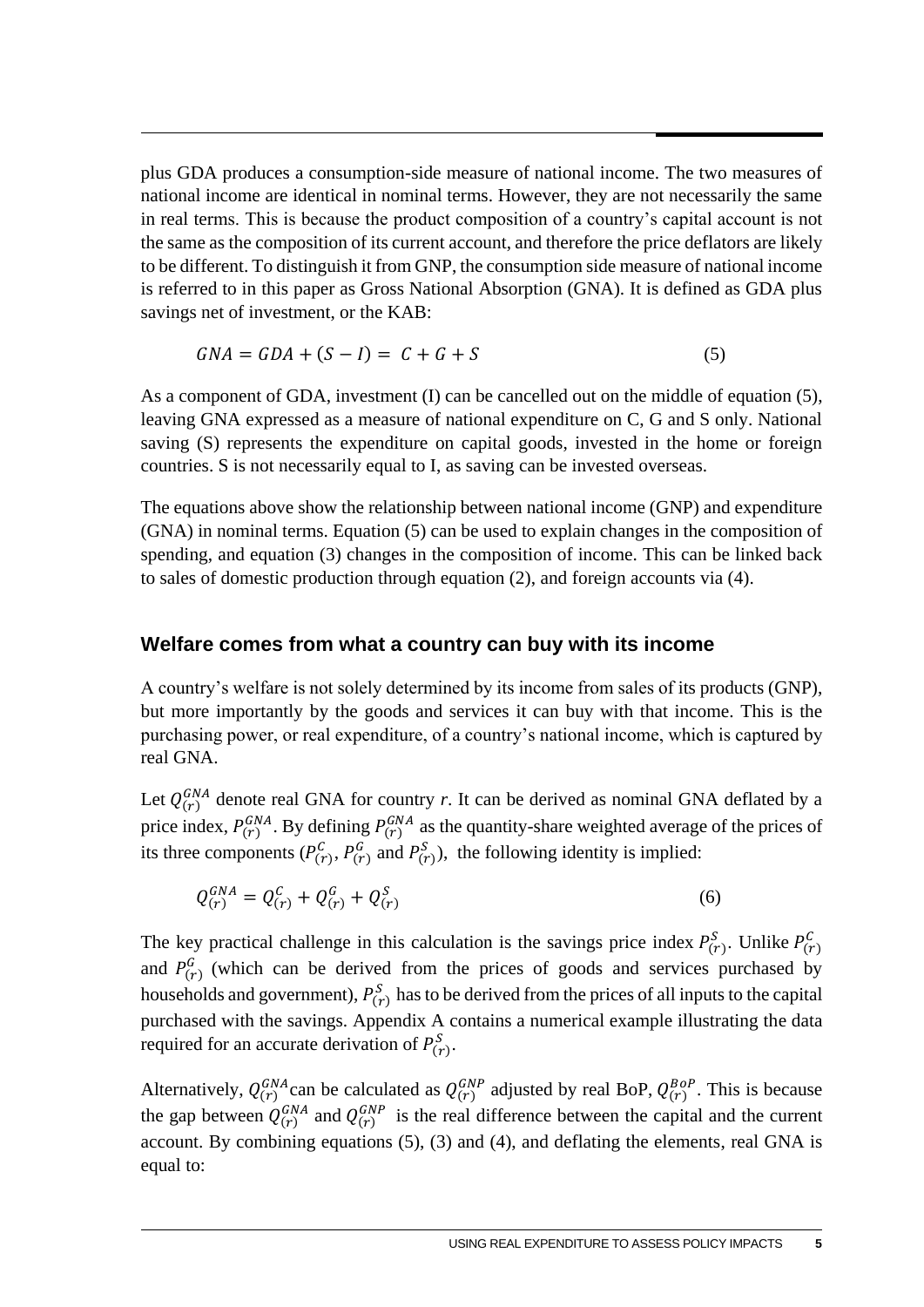plus GDA produces a consumption-side measure of national income. The two measures of national income are identical in nominal terms. However, they are not necessarily the same in real terms. This is because the product composition of a country's capital account is not the same as the composition of its current account, and therefore the price deflators are likely to be different. To distinguish it from GNP, the consumption side measure of national income is referred to in this paper as Gross National Absorption (GNA). It is defined as GDA plus savings net of investment, or the KAB:

$$GNA = GDA + (S - I) = C + G + S \tag{5}$$

As a component of GDA, investment (I) can be cancelled out on the middle of equation (5), leaving GNA expressed as a measure of national expenditure on C, G and S only. National saving (S) represents the expenditure on capital goods, invested in the home or foreign countries. S is not necessarily equal to I, as saving can be invested overseas.

The equations above show the relationship between national income (GNP) and expenditure (GNA) in nominal terms. Equation (5) can be used to explain changes in the composition of spending, and equation (3) changes in the composition of income. This can be linked back to sales of domestic production through equation (2), and foreign accounts via (4).

## Welfare comes from what a country can buy with its income

A country's welfare is not solely determined by its income from sales of its products (GNP), but more importantly by the goods and services it can buy with that income. This is the purchasing power, or real expenditure, of a country's national income, which is captured by real GNA.

Let $Q_{(r)}^{GNA}$ denote real GNA for country *r*. It can be derived as nominal GNA deflated by a price index, $P_{(r)}^{GNA}$. By defining $P_{(r)}^{GNA}$ as the quantity-share weighted average of the prices of its three components ($P_{(r)}^{C}$, $P_{(r)}^{G}$ and $P_{(r)}^{S}$), the following identity is implied:

$$Q_{(r)}^{GNA} = Q_{(r)}^{C} + Q_{(r)}^{G} + Q_{(r)}^{S} \tag{6}$$

The key practical challenge in this calculation is the savings price index $P_{(r)}^{S}$. Unlike $P_{(r)}^{C}$ and $P_{(r)}^{G}$ (which can be derived from the prices of goods and services purchased by households and government), $P_{(r)}^{S}$ has to be derived from the prices of all inputs to the capital purchased with the savings. Appendix A contains a numerical example illustrating the data required for an accurate derivation of $P_{(r)}^{S}$.

Alternatively, $Q_{(r)}^{GNA}$ can be calculated as $Q_{(r)}^{GNP}$ adjusted by real BoP, $Q_{(r)}^{BoP}$. This is because the gap between $Q_{(r)}^{GNA}$ and $Q_{(r)}^{GNP}$ is the real difference between the capital and the current account. By combining equations (5), (3) and (4), and deflating the elements, real GNA is equal to: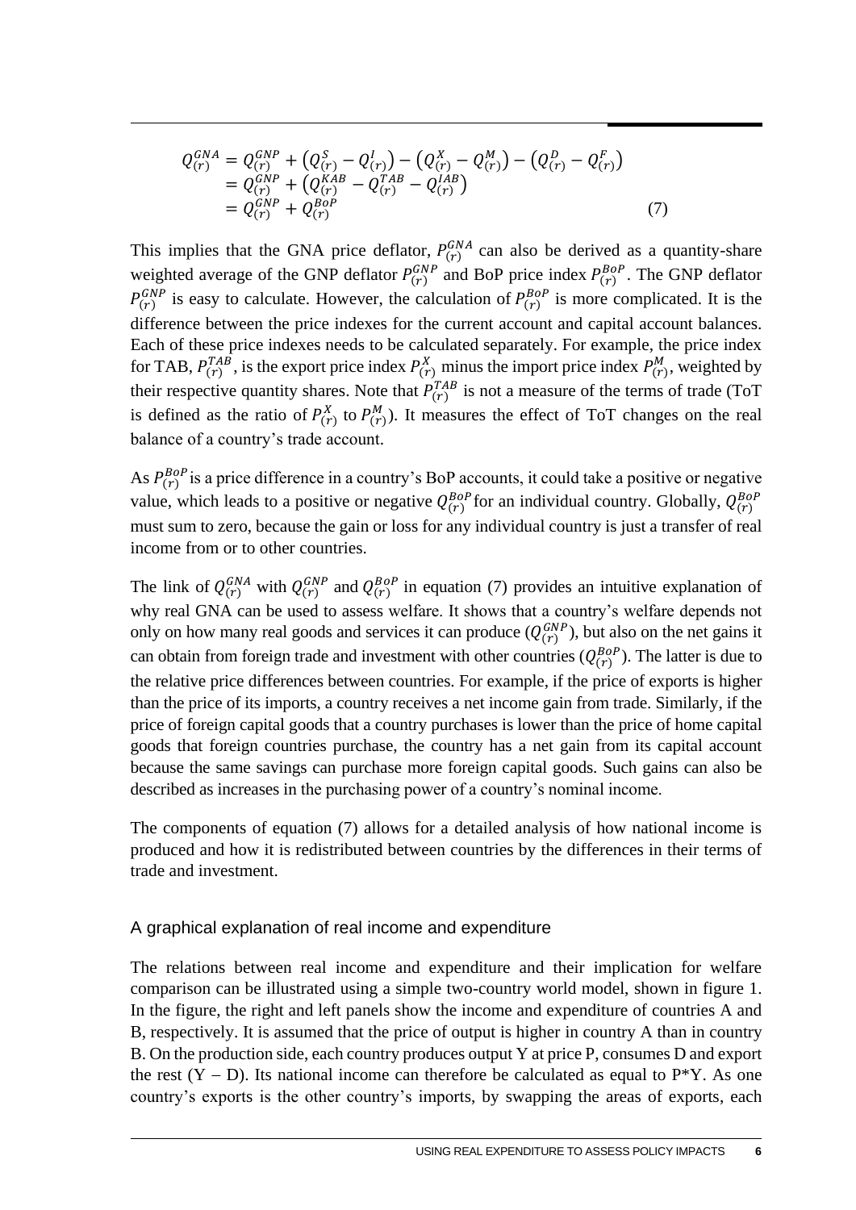$$
\begin{aligned}
Q_{(r)}^{GNA} &= Q_{(r)}^{GNP} + \left(Q_{(r)}^{S} - Q_{(r)}^{I}\right) - \left(Q_{(r)}^{X} - Q_{(r)}^{M}\right) - \left(Q_{(r)}^{D} - Q_{(r)}^{F}\right) \\
&= Q_{(r)}^{GNP} + \left(Q_{(r)}^{KAB} - Q_{(r)}^{TAB} - Q_{(r)}^{IAB}\right) \\
&= Q_{(r)}^{GNP} + Q_{(r)}^{BoP} \qquad (7)
\end{aligned}
$$

This implies that the GNA price deflator, $P_{(r)}^{GNA}$ can also be derived as a quantity-share weighted average of the GNP deflator $P_{(r)}^{GNP}$ and BoP price index $P_{(r)}^{BoP}$. The GNP deflator $P_{(r)}^{GNP}$ is easy to calculate. However, the calculation of $P_{(r)}^{BoP}$ is more complicated. It is the difference between the price indexes for the current account and capital account balances. Each of these price indexes needs to be calculated separately. For example, the price index for TAB, $P_{(r)}^{TAB}$, is the export price index $P_{(r)}^{X}$ minus the import price index $P_{(r)}^{M}$, weighted by their respective quantity shares. Note that $P_{(r)}^{TAB}$ is not a measure of the terms of trade (ToT is defined as the ratio of $P_{(r)}^{X}$ to $P_{(r)}^{M}$). It measures the effect of ToT changes on the real balance of a country's trade account.

As $P_{(r)}^{BoP}$ is a price difference in a country's BoP accounts, it could take a positive or negative value, which leads to a positive or negative $Q_{(r)}^{BoP}$ for an individual country. Globally, $Q_{(r)}^{BoP}$ must sum to zero, because the gain or loss for any individual country is just a transfer of real income from or to other countries.

The link of $Q_{(r)}^{GNA}$ with $Q_{(r)}^{GNP}$ and $Q_{(r)}^{BoP}$ in equation (7) provides an intuitive explanation of why real GNA can be used to assess welfare. It shows that a country's welfare depends not only on how many real goods and services it can produce ($Q_{(r)}^{GNP}$), but also on the net gains it can obtain from foreign trade and investment with other countries ($Q_{(r)}^{BoP}$). The latter is due to the relative price differences between countries. For example, if the price of exports is higher than the price of its imports, a country receives a net income gain from trade. Similarly, if the price of foreign capital goods that a country purchases is lower than the price of home capital goods that foreign countries purchase, the country has a net gain from its capital account because the same savings can purchase more foreign capital goods. Such gains can also be described as increases in the purchasing power of a country's nominal income.

The components of equation (7) allows for a detailed analysis of how national income is produced and how it is redistributed between countries by the differences in their terms of trade and investment.

### A graphical explanation of real income and expenditure

The relations between real income and expenditure and their implication for welfare comparison can be illustrated using a simple two-country world model, shown in figure 1. In the figure, the right and left panels show the income and expenditure of countries A and B, respectively. It is assumed that the price of output is higher in country A than in country B. On the production side, each country produces output Y at price P, consumes D and export the rest (Y – D). Its national income can therefore be calculated as equal to P*Y. As one country's exports is the other country's imports, by swapping the areas of exports, each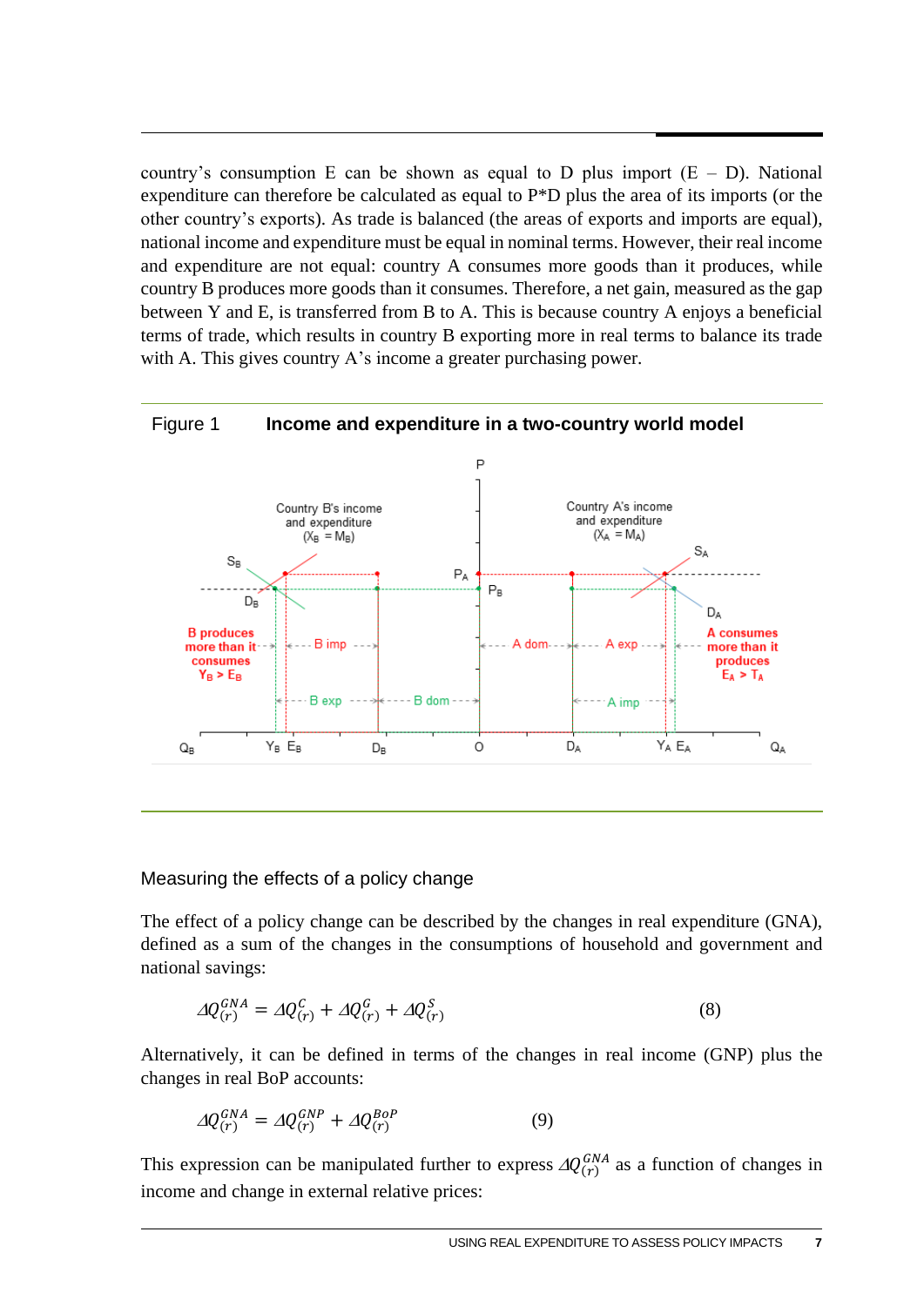country's consumption E can be shown as equal to D plus import (E – D). National expenditure can therefore be calculated as equal to P*D plus the area of its imports (or the other country's exports). As trade is balanced (the areas of exports and imports are equal), national income and expenditure must be equal in nominal terms. However, their real income and expenditure are not equal: country A consumes more goods than it produces, while country B produces more goods than it consumes. Therefore, a net gain, measured as the gap between Y and E, is transferred from B to A. This is because country A enjoys a beneficial terms of trade, which results in country B exporting more in real terms to balance its trade with A. This gives country A's income a greater purchasing power.

Figure 1 **Income and expenditure in a two-country world model**

### Measuring the effects of a policy change

The effect of a policy change can be described by the changes in real expenditure (GNA), defined as a sum of the changes in the consumptions of household and government and national savings:

$$\Delta Q_{(r)}^{GNA} = \Delta Q_{(r)}^{C} + \Delta Q_{(r)}^{G} + \Delta Q_{(r)}^{S} \tag{8}$$

Alternatively, it can be defined in terms of the changes in real income (GNP) plus the changes in real BoP accounts:

$$\Delta Q_{(r)}^{GNA} = \Delta Q_{(r)}^{GNP} + \Delta Q_{(r)}^{BoP} \tag{9}$$

This expression can be manipulated further to express $\Delta Q_{(r)}^{GNA}$ as a function of changes in income and change in external relative prices: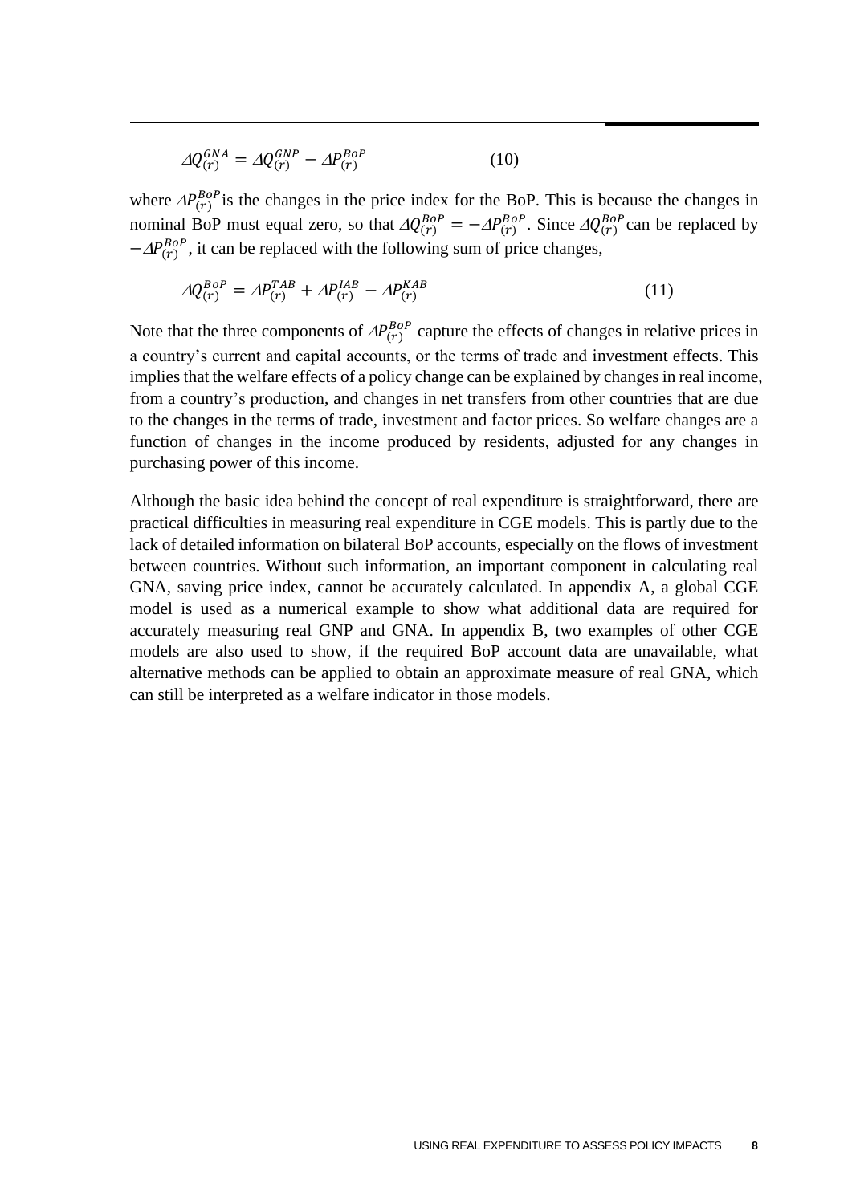$$\varDelta Q_{(r)}^{GNA} = \varDelta Q_{(r)}^{GNP} - \varDelta P_{(r)}^{BoP} \qquad (10)$$

where $\varDelta P_{(r)}^{BoP}$ is the changes in the price index for the BoP. This is because the changes in nominal BoP must equal zero, so that $\varDelta Q_{(r)}^{BoP} = -\varDelta P_{(r)}^{BoP}$. Since $\varDelta Q_{(r)}^{BoP}$ can be replaced by $-\varDelta P_{(r)}^{BoP}$, it can be replaced with the following sum of price changes,

$$\varDelta Q_{(r)}^{BoP} = \varDelta P_{(r)}^{TAB} + \varDelta P_{(r)}^{IAB} - \varDelta P_{(r)}^{KAB} \qquad (11)$$

Note that the three components of $\varDelta P_{(r)}^{BoP}$ capture the effects of changes in relative prices in a country's current and capital accounts, or the terms of trade and investment effects. This implies that the welfare effects of a policy change can be explained by changes in real income, from a country's production, and changes in net transfers from other countries that are due to the changes in the terms of trade, investment and factor prices. So welfare changes are a function of changes in the income produced by residents, adjusted for any changes in purchasing power of this income.

Although the basic idea behind the concept of real expenditure is straightforward, there are practical difficulties in measuring real expenditure in CGE models. This is partly due to the lack of detailed information on bilateral BoP accounts, especially on the flows of investment between countries. Without such information, an important component in calculating real GNA, saving price index, cannot be accurately calculated. In appendix A, a global CGE model is used as a numerical example to show what additional data are required for accurately measuring real GNP and GNA. In appendix B, two examples of other CGE models are also used to show, if the required BoP account data are unavailable, what alternative methods can be applied to obtain an approximate measure of real GNA, which can still be interpreted as a welfare indicator in those models.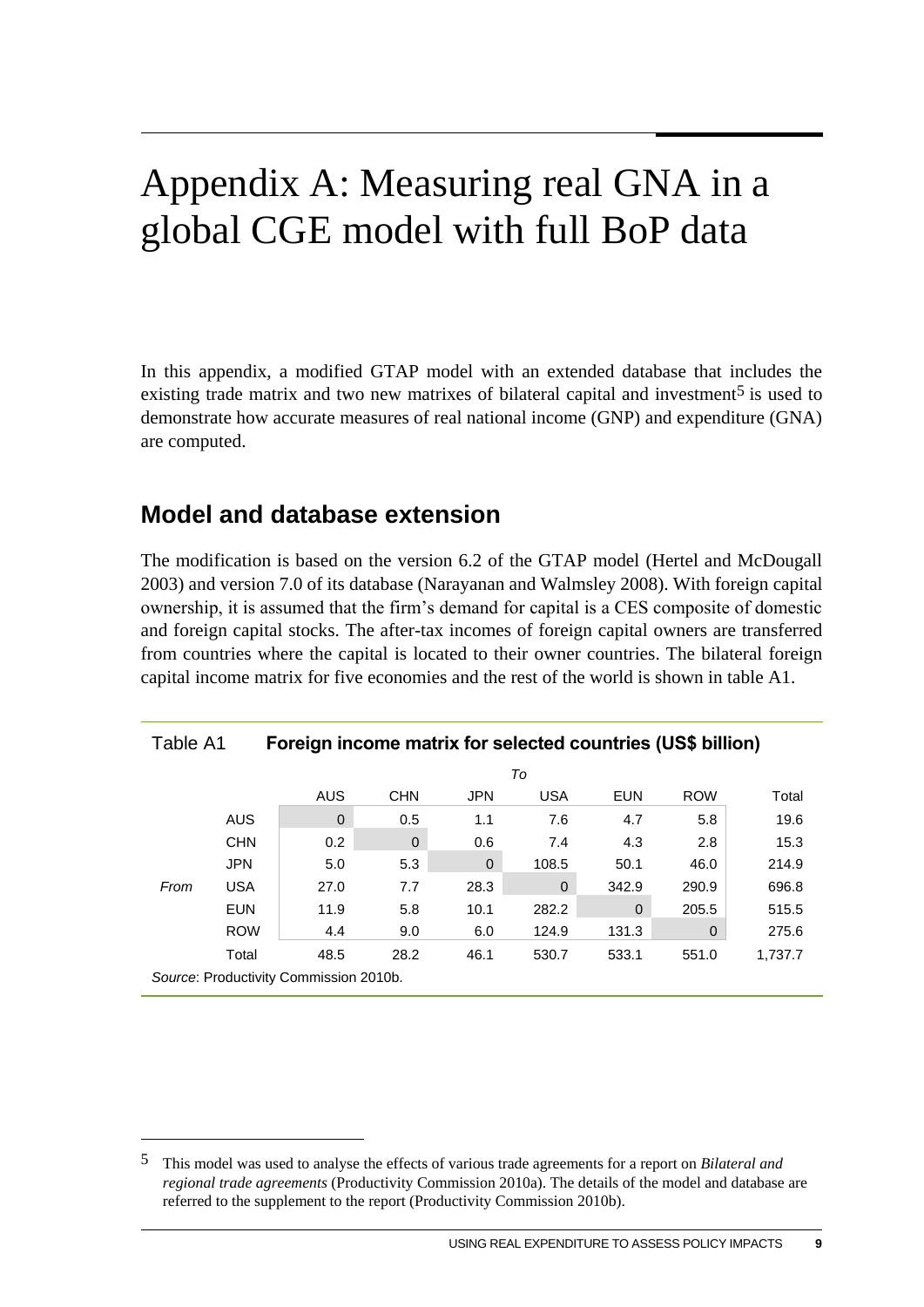# Appendix A: Measuring real GNA in a global CGE model with full BoP data

In this appendix, a modified GTAP model with an extended database that includes the existing trade matrix and two new matrixes of bilateral capital and investment[5] is used to demonstrate how accurate measures of real national income (GNP) and expenditure (GNA) are computed.

## Model and database extension

The modification is based on the version 6.2 of the GTAP model (Hertel and McDougall 2003) and version 7.0 of its database (Narayanan and Walmsley 2008). With foreign capital ownership, it is assumed that the firm's demand for capital is a CES composite of domestic and foreign capital stocks. The after-tax incomes of foreign capital owners are transferred from countries where the capital is located to their owner countries. The bilateral foreign capital income matrix for five economies and the rest of the world is shown in table A1.

Table A1 **Foreign income matrix for selected countries (US$ billion)**

| | | *To* | | | | | | |
|---|---|---|---|---|---|---|---|---|
| | | AUS | CHN | JPN | USA | EUN | ROW | Total |
| *From* | AUS | 0 | 0.5 | 1.1 | 7.6 | 4.7 | 5.8 | 19.6 |
| | CHN | 0.2 | 0 | 0.6 | 7.4 | 4.3 | 2.8 | 15.3 |
| | JPN | 5.0 | 5.3 | 0 | 108.5 | 50.1 | 46.0 | 214.9 |
| | USA | 27.0 | 7.7 | 28.3 | 0 | 342.9 | 290.9 | 696.8 |
| | EUN | 11.9 | 5.8 | 10.1 | 282.2 | 0 | 205.5 | 515.5 |
| | ROW | 4.4 | 9.0 | 6.0 | 124.9 | 131.3 | 0 | 275.6 |
| | Total | 48.5 | 28.2 | 46.1 | 530.7 | 533.1 | 551.0 | 1,737.7 |

*Source*: Productivity Commission 2010b.

[5] This model was used to analyse the effects of various trade agreements for a report on *Bilateral and regional trade agreements* (Productivity Commission 2010a). The details of the model and database are referred to the supplement to the report (Productivity Commission 2010b).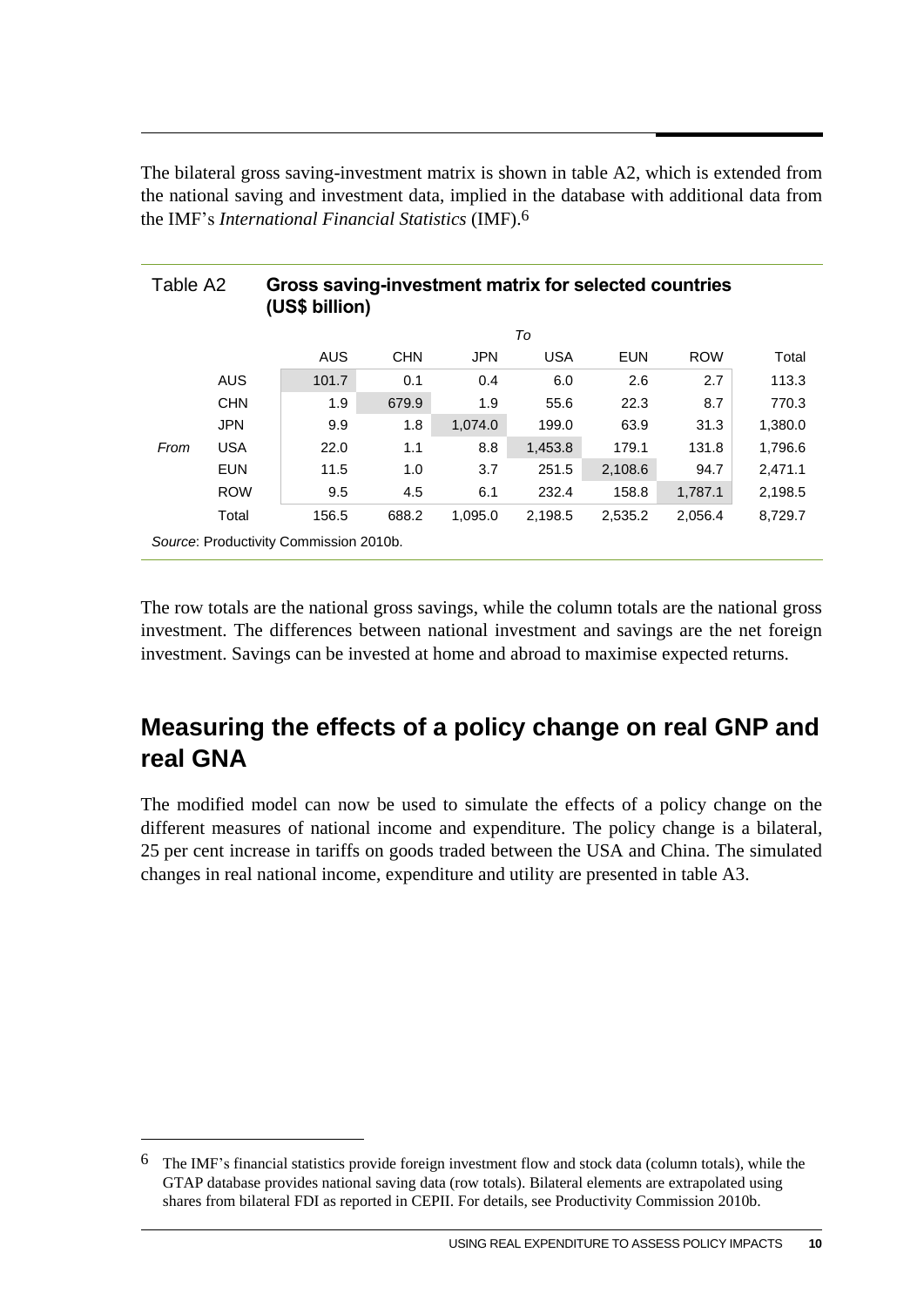The bilateral gross saving-investment matrix is shown in table A2, which is extended from the national saving and investment data, implied in the database with additional data from the IMF's *International Financial Statistics* (IMF).[6]

**Table A2 Gross saving-investment matrix for selected countries (US$ billion)**

| | | *To* | | | | | | |
|---|---|---|---|---|---|---|---|---|
| | | AUS | CHN | JPN | USA | EUN | ROW | Total |
| | AUS | 101.7 | 0.1 | 0.4 | 6.0 | 2.6 | 2.7 | 113.3 |
| | CHN | 1.9 | 679.9 | 1.9 | 55.6 | 22.3 | 8.7 | 770.3 |
| | JPN | 9.9 | 1.8 | 1,074.0 | 199.0 | 63.9 | 31.3 | 1,380.0 |
| *From* | USA | 22.0 | 1.1 | 8.8 | 1,453.8 | 179.1 | 131.8 | 1,796.6 |
| | EUN | 11.5 | 1.0 | 3.7 | 251.5 | 2,108.6 | 94.7 | 2,471.1 |
| | ROW | 9.5 | 4.5 | 6.1 | 232.4 | 158.8 | 1,787.1 | 2,198.5 |
| | Total | 156.5 | 688.2 | 1,095.0 | 2,198.5 | 2,535.2 | 2,056.4 | 8,729.7 |

*Source*: Productivity Commission 2010b.

The row totals are the national gross savings, while the column totals are the national gross investment. The differences between national investment and savings are the net foreign investment. Savings can be invested at home and abroad to maximise expected returns.

## Measuring the effects of a policy change on real GNP and real GNA

The modified model can now be used to simulate the effects of a policy change on the different measures of national income and expenditure. The policy change is a bilateral, 25 per cent increase in tariffs on goods traded between the USA and China. The simulated changes in real national income, expenditure and utility are presented in table A3.

[6] The IMF's financial statistics provide foreign investment flow and stock data (column totals), while the GTAP database provides national saving data (row totals). Bilateral elements are extrapolated using shares from bilateral FDI as reported in CEPII. For details, see Productivity Commission 2010b.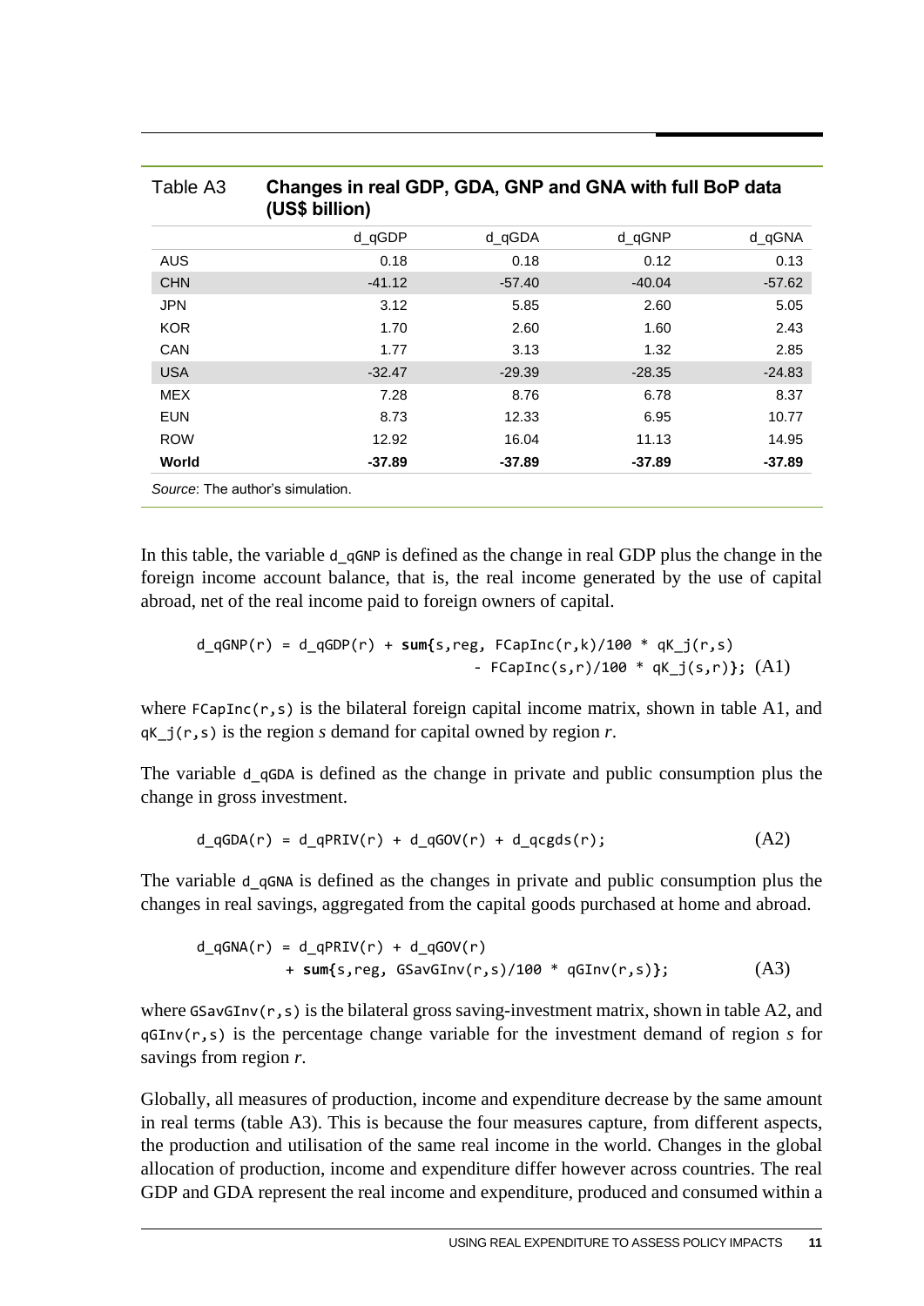Table A3 **Changes in real GDP, GDA, GNP and GNA with full BoP data (US$ billion)**

| | d_qGDP | d_qGDA | d_qGNP | d_qGNA |
|---|---|---|---|---|
| AUS | 0.18 | 0.18 | 0.12 | 0.13 |
| CHN | -41.12 | -57.40 | -40.04 | -57.62 |
| JPN | 3.12 | 5.85 | 2.60 | 5.05 |
| KOR | 1.70 | 2.60 | 1.60 | 2.43 |
| CAN | 1.77 | 3.13 | 1.32 | 2.85 |
| USA | -32.47 | -29.39 | -28.35 | -24.83 |
| MEX | 7.28 | 8.76 | 6.78 | 8.37 |
| EUN | 8.73 | 12.33 | 6.95 | 10.77 |
| ROW | 12.92 | 16.04 | 11.13 | 14.95 |
| **World** | **-37.89** | **-37.89** | **-37.89** | **-37.89** |

*Source*: The author's simulation.

In this table, the variable `d_qGNP` is defined as the change in real GDP plus the change in the foreign income account balance, that is, the real income generated by the use of capital abroad, net of the real income paid to foreign owners of capital.

```
d_qGNP(r) = d_qGDP(r) + sum{s,reg, FCapInc(r,k)/100 * qK_j(r,s)
                         - FCapInc(s,r)/100 * qK_j(s,r)}; (A1)
```

where `FCapInc(r,s)` is the bilateral foreign capital income matrix, shown in table A1, and `qK_j(r,s)` is the region *s* demand for capital owned by region *r*.

The variable `d_qGDA` is defined as the change in private and public consumption plus the change in gross investment.

```
d_qGDA(r) = d_qPRIV(r) + d_qGOV(r) + d_qcgds(r);              (A2)
```

The variable `d_qGNA` is defined as the changes in private and public consumption plus the changes in real savings, aggregated from the capital goods purchased at home and abroad.

```
d_qGNA(r) = d_qPRIV(r) + d_qGOV(r)
          + sum{s,reg, GSavGInv(r,s)/100 * qGInv(r,s)};       (A3)
```

where `GSavGInv(r,s)` is the bilateral gross saving-investment matrix, shown in table A2, and `qGInv(r,s)` is the percentage change variable for the investment demand of region *s* for savings from region *r*.

Globally, all measures of production, income and expenditure decrease by the same amount in real terms (table A3). This is because the four measures capture, from different aspects, the production and utilisation of the same real income in the world. Changes in the global allocation of production, income and expenditure differ however across countries. The real GDP and GDA represent the real income and expenditure, produced and consumed within a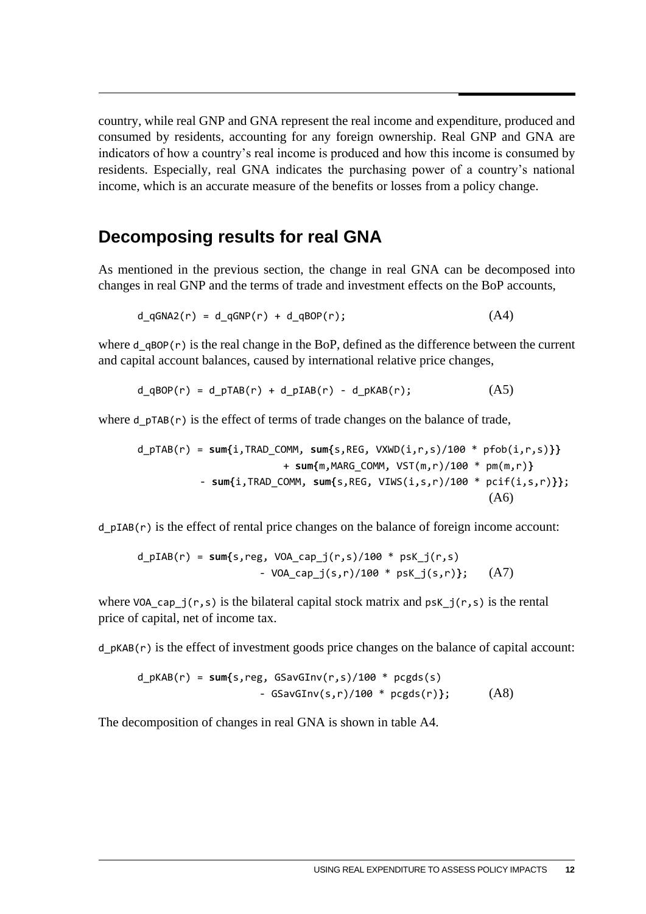country, while real GNP and GNA represent the real income and expenditure, produced and consumed by residents, accounting for any foreign ownership. Real GNP and GNA are indicators of how a country's real income is produced and how this income is consumed by residents. Especially, real GNA indicates the purchasing power of a country's national income, which is an accurate measure of the benefits or losses from a policy change.

## Decomposing results for real GNA

As mentioned in the previous section, the change in real GNA can be decomposed into changes in real GNP and the terms of trade and investment effects on the BoP accounts,

```
d_qGNA2(r) = d_qGNP(r) + d_qBOP(r);                    (A4)
```

where `d_qBOP(r)` is the real change in the BoP, defined as the difference between the current and capital account balances, caused by international relative price changes,

```
d_qBOP(r) = d_pTAB(r) + d_pIAB(r) - d_pKAB(r);          (A5)
```

where `d_pTAB(r)` is the effect of terms of trade changes on the balance of trade,

```
d_pTAB(r) = sum{i,TRAD_COMM, sum{s,REG, VXWD(i,r,s)/100 * pfob(i,r,s)}}
                        + sum{m,MARG_COMM, VST(m,r)/100 * pm(m,r)}
          - sum{i,TRAD_COMM, sum{s,REG, VIWS(i,s,r)/100 * pcif(i,s,r)}};
                                                                 (A6)
```

`d_pIAB(r)` is the effect of rental price changes on the balance of foreign income account:

```
d_pIAB(r) = sum{s,reg, VOA_cap_j(r,s)/100 * psK_j(r,s)
                  - VOA_cap_j(s,r)/100 * psK_j(s,r)};    (A7)
```

where `VOA_cap_j(r,s)` is the bilateral capital stock matrix and `psK_j(r,s)` is the rental price of capital, net of income tax.

`d_pKAB(r)` is the effect of investment goods price changes on the balance of capital account:

```
d_pKAB(r) = sum{s,reg, GSavGInv(r,s)/100 * pcgds(s)
                  - GSavGInv(s,r)/100 * pcgds(r)};       (A8)
```

The decomposition of changes in real GNA is shown in table A4.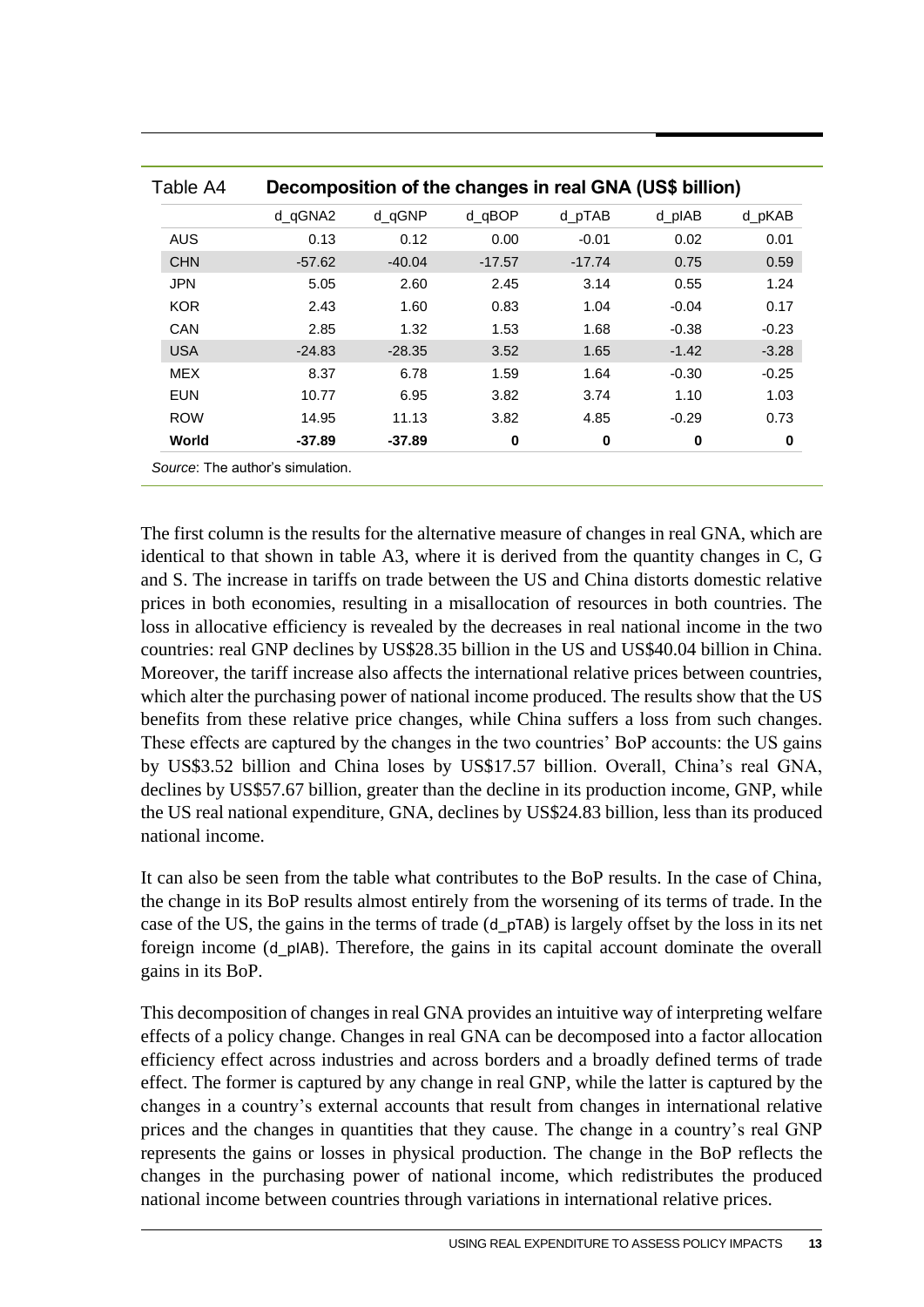Table A4 **Decomposition of the changes in real GNA (US$ billion)**

| | d_qGNA2 | d_qGNP | d_qBOP | d_pTAB | d_pIAB | d_pKAB |
|---|---|---|---|---|---|---|
| AUS | 0.13 | 0.12 | 0.00 | -0.01 | 0.02 | 0.01 |
| CHN | -57.62 | -40.04 | -17.57 | -17.74 | 0.75 | 0.59 |
| JPN | 5.05 | 2.60 | 2.45 | 3.14 | 0.55 | 1.24 |
| KOR | 2.43 | 1.60 | 0.83 | 1.04 | -0.04 | 0.17 |
| CAN | 2.85 | 1.32 | 1.53 | 1.68 | -0.38 | -0.23 |
| USA | -24.83 | -28.35 | 3.52 | 1.65 | -1.42 | -3.28 |
| MEX | 8.37 | 6.78 | 1.59 | 1.64 | -0.30 | -0.25 |
| EUN | 10.77 | 6.95 | 3.82 | 3.74 | 1.10 | 1.03 |
| ROW | 14.95 | 11.13 | 3.82 | 4.85 | -0.29 | 0.73 |
| **World** | **-37.89** | **-37.89** | **0** | **0** | **0** | **0** |

*Source*: The author's simulation.

The first column is the results for the alternative measure of changes in real GNA, which are identical to that shown in table A3, where it is derived from the quantity changes in C, G and S. The increase in tariffs on trade between the US and China distorts domestic relative prices in both economies, resulting in a misallocation of resources in both countries. The loss in allocative efficiency is revealed by the decreases in real national income in the two countries: real GNP declines by US$28.35 billion in the US and US$40.04 billion in China. Moreover, the tariff increase also affects the international relative prices between countries, which alter the purchasing power of national income produced. The results show that the US benefits from these relative price changes, while China suffers a loss from such changes. These effects are captured by the changes in the two countries' BoP accounts: the US gains by US$3.52 billion and China loses by US$17.57 billion. Overall, China's real GNA, declines by US$57.67 billion, greater than the decline in its production income, GNP, while the US real national expenditure, GNA, declines by US$24.83 billion, less than its produced national income.

It can also be seen from the table what contributes to the BoP results. In the case of China, the change in its BoP results almost entirely from the worsening of its terms of trade. In the case of the US, the gains in the terms of trade (d_pTAB) is largely offset by the loss in its net foreign income (d_pIAB). Therefore, the gains in its capital account dominate the overall gains in its BoP.

This decomposition of changes in real GNA provides an intuitive way of interpreting welfare effects of a policy change. Changes in real GNA can be decomposed into a factor allocation efficiency effect across industries and across borders and a broadly defined terms of trade effect. The former is captured by any change in real GNP, while the latter is captured by the changes in a country's external accounts that result from changes in international relative prices and the changes in quantities that they cause. The change in a country's real GNP represents the gains or losses in physical production. The change in the BoP reflects the changes in the purchasing power of national income, which redistributes the produced national income between countries through variations in international relative prices.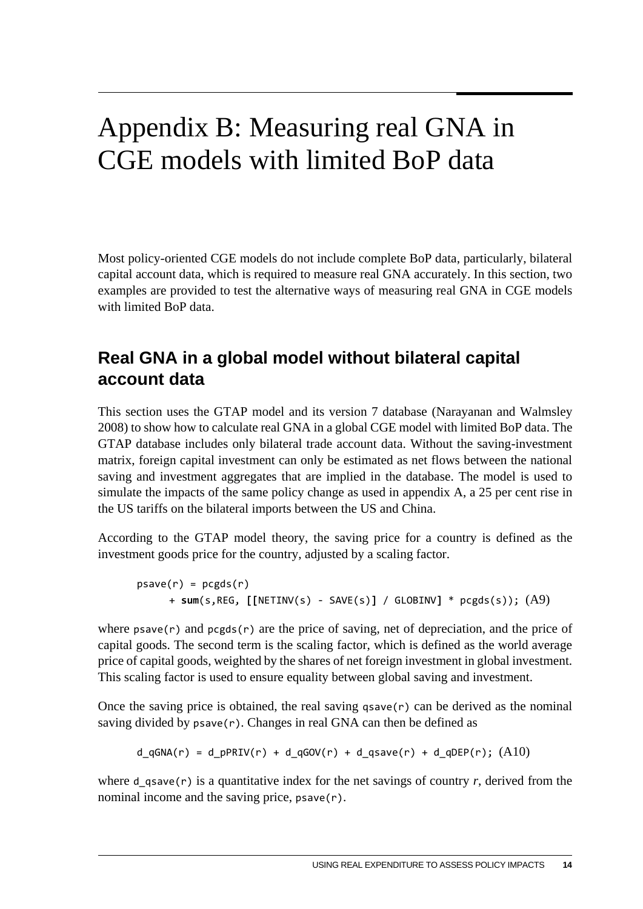# Appendix B: Measuring real GNA in CGE models with limited BoP data

Most policy-oriented CGE models do not include complete BoP data, particularly, bilateral capital account data, which is required to measure real GNA accurately. In this section, two examples are provided to test the alternative ways of measuring real GNA in CGE models with limited BoP data.

## Real GNA in a global model without bilateral capital account data

This section uses the GTAP model and its version 7 database (Narayanan and Walmsley 2008) to show how to calculate real GNA in a global CGE model with limited BoP data. The GTAP database includes only bilateral trade account data. Without the saving-investment matrix, foreign capital investment can only be estimated as net flows between the national saving and investment aggregates that are implied in the database. The model is used to simulate the impacts of the same policy change as used in appendix A, a 25 per cent rise in the US tariffs on the bilateral imports between the US and China.

According to the GTAP model theory, the saving price for a country is defined as the investment goods price for the country, adjusted by a scaling factor.

```
psave(r) = pcgds(r)
     + sum(s,REG, [[NETINV(s) - SAVE(s)] / GLOBINV] * pcgds(s)); (A9)
```

where `psave(r)` and `pcgds(r)` are the price of saving, net of depreciation, and the price of capital goods. The second term is the scaling factor, which is defined as the world average price of capital goods, weighted by the shares of net foreign investment in global investment. This scaling factor is used to ensure equality between global saving and investment.

Once the saving price is obtained, the real saving `qsave(r)` can be derived as the nominal saving divided by `psave(r)`. Changes in real GNA can then be defined as

```
d_qGNA(r) = d_pPRIV(r) + d_qGOV(r) + d_qsave(r) + d_qDEP(r); (A10)
```

where `d_qsave(r)` is a quantitative index for the net savings of country *r*, derived from the nominal income and the saving price, `psave(r)`.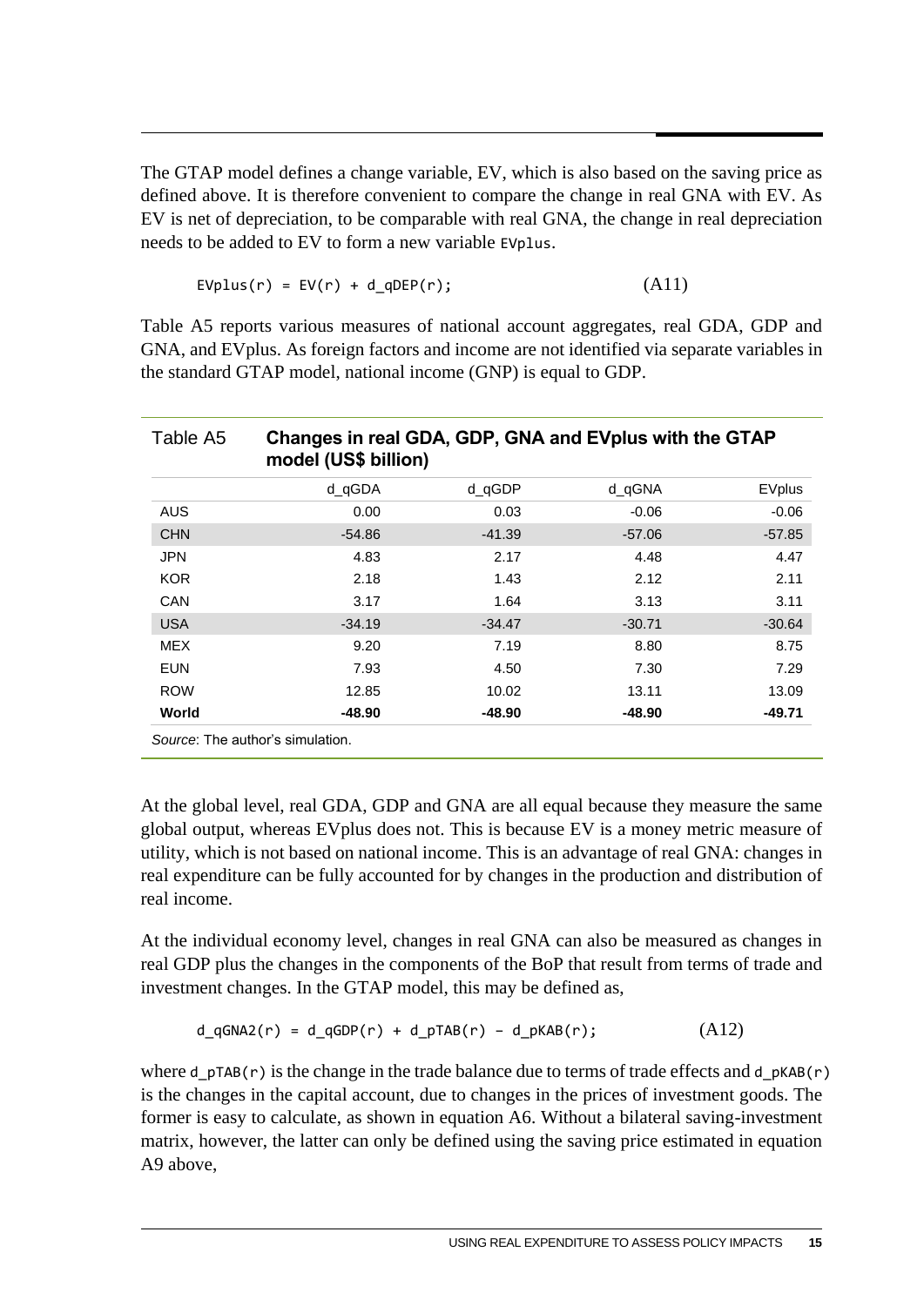The GTAP model defines a change variable, EV, which is also based on the saving price as defined above. It is therefore convenient to compare the change in real GNA with EV. As EV is net of depreciation, to be comparable with real GNA, the change in real depreciation needs to be added to EV to form a new variable `EVplus`.

```
EVplus(r) = EV(r) + d_qDEP(r);
```
(A11)

Table A5 reports various measures of national account aggregates, real GDA, GDP and GNA, and EVplus. As foreign factors and income are not identified via separate variables in the standard GTAP model, national income (GNP) is equal to GDP.

**Table A5 Changes in real GDA, GDP, GNA and EVplus with the GTAP model (US$ billion)**

| | d_qGDA | d_qGDP | d_qGNA | EVplus |
|---|---|---|---|---|
| AUS | 0.00 | 0.03 | -0.06 | -0.06 |
| CHN | -54.86 | -41.39 | -57.06 | -57.85 |
| JPN | 4.83 | 2.17 | 4.48 | 4.47 |
| KOR | 2.18 | 1.43 | 2.12 | 2.11 |
| CAN | 3.17 | 1.64 | 3.13 | 3.11 |
| USA | -34.19 | -34.47 | -30.71 | -30.64 |
| MEX | 9.20 | 7.19 | 8.80 | 8.75 |
| EUN | 7.93 | 4.50 | 7.30 | 7.29 |
| ROW | 12.85 | 10.02 | 13.11 | 13.09 |
| **World** | **-48.90** | **-48.90** | **-48.90** | **-49.71** |

*Source*: The author's simulation.

At the global level, real GDA, GDP and GNA are all equal because they measure the same global output, whereas EVplus does not. This is because EV is a money metric measure of utility, which is not based on national income. This is an advantage of real GNA: changes in real expenditure can be fully accounted for by changes in the production and distribution of real income.

At the individual economy level, changes in real GNA can also be measured as changes in real GDP plus the changes in the components of the BoP that result from terms of trade and investment changes. In the GTAP model, this may be defined as,

```
d_qGNA2(r) = d_qGDP(r) + d_pTAB(r) – d_pKAB(r);
```
(A12)

where `d_pTAB(r)` is the change in the trade balance due to terms of trade effects and `d_pKAB(r)` is the changes in the capital account, due to changes in the prices of investment goods. The former is easy to calculate, as shown in equation A6. Without a bilateral saving-investment matrix, however, the latter can only be defined using the saving price estimated in equation A9 above,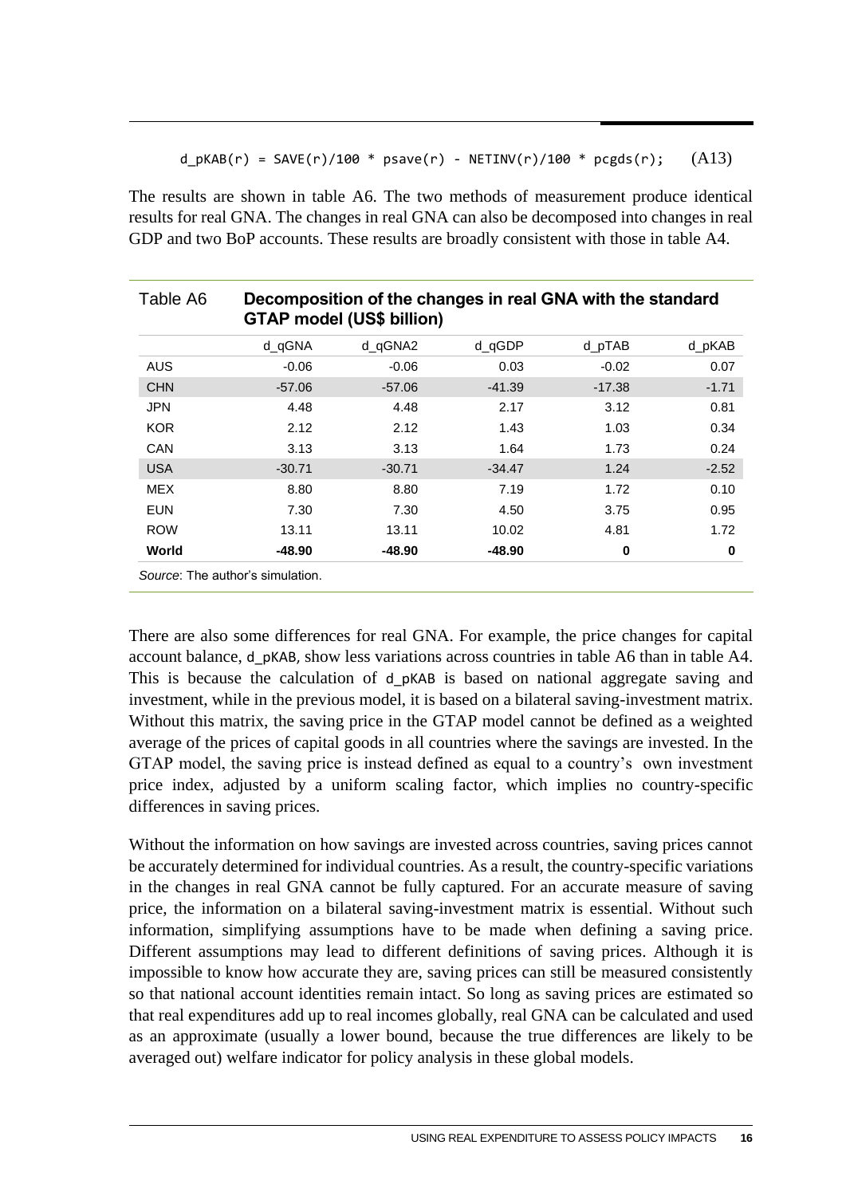```
d_pKAB(r) = SAVE(r)/100 * psave(r) - NETINV(r)/100 * pcgds(r);
```
(A13)

The results are shown in table A6. The two methods of measurement produce identical results for real GNA. The changes in real GNA can also be decomposed into changes in real GDP and two BoP accounts. These results are broadly consistent with those in table A4.

**Table A6 Decomposition of the changes in real GNA with the standard GTAP model (US$ billion)**

| | d_qGNA | d_qGNA2 | d_qGDP | d_pTAB | d_pKAB |
|---|---|---|---|---|---|
| AUS | -0.06 | -0.06 | 0.03 | -0.02 | 0.07 |
| CHN | -57.06 | -57.06 | -41.39 | -17.38 | -1.71 |
| JPN | 4.48 | 4.48 | 2.17 | 3.12 | 0.81 |
| KOR | 2.12 | 2.12 | 1.43 | 1.03 | 0.34 |
| CAN | 3.13 | 3.13 | 1.64 | 1.73 | 0.24 |
| USA | -30.71 | -30.71 | -34.47 | 1.24 | -2.52 |
| MEX | 8.80 | 8.80 | 7.19 | 1.72 | 0.10 |
| EUN | 7.30 | 7.30 | 4.50 | 3.75 | 0.95 |
| ROW | 13.11 | 13.11 | 10.02 | 4.81 | 1.72 |
| **World** | **-48.90** | **-48.90** | **-48.90** | **0** | **0** |

*Source*: The author's simulation.

There are also some differences for real GNA. For example, the price changes for capital account balance, d_pKAB, show less variations across countries in table A6 than in table A4. This is because the calculation of d_pKAB is based on national aggregate saving and investment, while in the previous model, it is based on a bilateral saving-investment matrix. Without this matrix, the saving price in the GTAP model cannot be defined as a weighted average of the prices of capital goods in all countries where the savings are invested. In the GTAP model, the saving price is instead defined as equal to a country's own investment price index, adjusted by a uniform scaling factor, which implies no country-specific differences in saving prices.

Without the information on how savings are invested across countries, saving prices cannot be accurately determined for individual countries. As a result, the country-specific variations in the changes in real GNA cannot be fully captured. For an accurate measure of saving price, the information on a bilateral saving-investment matrix is essential. Without such information, simplifying assumptions have to be made when defining a saving price. Different assumptions may lead to different definitions of saving prices. Although it is impossible to know how accurate they are, saving prices can still be measured consistently so that national account identities remain intact. So long as saving prices are estimated so that real expenditures add up to real incomes globally, real GNA can be calculated and used as an approximate (usually a lower bound, because the true differences are likely to be averaged out) welfare indicator for policy analysis in these global models.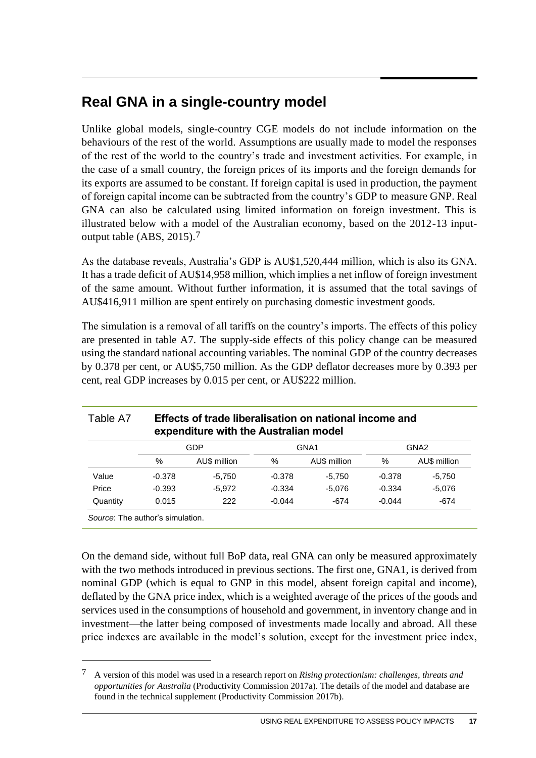## Real GNA in a single-country model

Unlike global models, single-country CGE models do not include information on the behaviours of the rest of the world. Assumptions are usually made to model the responses of the rest of the world to the country's trade and investment activities. For example, in the case of a small country, the foreign prices of its imports and the foreign demands for its exports are assumed to be constant. If foreign capital is used in production, the payment of foreign capital income can be subtracted from the country's GDP to measure GNP. Real GNA can also be calculated using limited information on foreign investment. This is illustrated below with a model of the Australian economy, based on the 2012-13 input-output table (ABS, 2015).[7]

As the database reveals, Australia's GDP is AU$1,520,444 million, which is also its GNA. It has a trade deficit of AU$14,958 million, which implies a net inflow of foreign investment of the same amount. Without further information, it is assumed that the total savings of AU$416,911 million are spent entirely on purchasing domestic investment goods.

The simulation is a removal of all tariffs on the country's imports. The effects of this policy are presented in table A7. The supply-side effects of this policy change can be measured using the standard national accounting variables. The nominal GDP of the country decreases by 0.378 per cent, or AU$5,750 million. As the GDP deflator decreases more by 0.393 per cent, real GDP increases by 0.015 per cent, or AU$222 million.

**Table A7 Effects of trade liberalisation on national income and expenditure with the Australian model**

| | GDP | | GNA1 | | GNA2 | |
|---|---|---|---|---|---|---|
| | % | AU$ million | % | AU$ million | % | AU$ million |
| Value | -0.378 | -5,750 | -0.378 | -5,750 | -0.378 | -5,750 |
| Price | -0.393 | -5,972 | -0.334 | -5,076 | -0.334 | -5,076 |
| Quantity | 0.015 | 222 | -0.044 | -674 | -0.044 | -674 |

*Source*: The author's simulation.

On the demand side, without full BoP data, real GNA can only be measured approximately with the two methods introduced in previous sections. The first one, GNA1, is derived from nominal GDP (which is equal to GNP in this model, absent foreign capital and income), deflated by the GNA price index, which is a weighted average of the prices of the goods and services used in the consumptions of household and government, in inventory change and in investment—the latter being composed of investments made locally and abroad. All these price indexes are available in the model's solution, except for the investment price index,

---

[7] A version of this model was used in a research report on *Rising protectionism: challenges, threats and opportunities for Australia* (Productivity Commission 2017a). The details of the model and database are found in the technical supplement (Productivity Commission 2017b).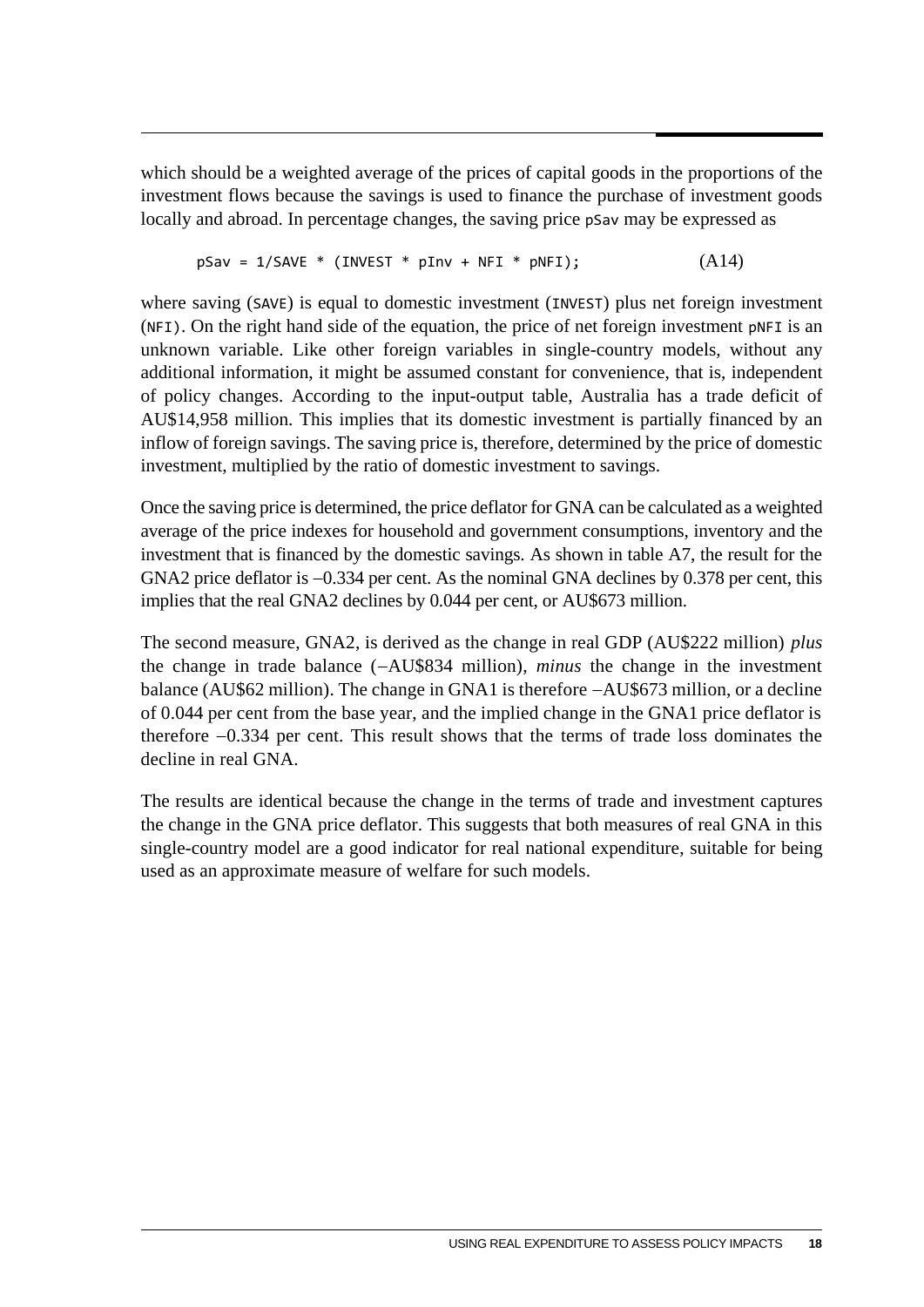which should be a weighted average of the prices of capital goods in the proportions of the investment flows because the savings is used to finance the purchase of investment goods locally and abroad. In percentage changes, the saving price `pSav` may be expressed as

```
pSav = 1/SAVE * (INVEST * pInv + NFI * pNFI);        (A14)
```

where saving (`SAVE`) is equal to domestic investment (`INVEST`) plus net foreign investment (`NFI`). On the right hand side of the equation, the price of net foreign investment `pNFI` is an unknown variable. Like other foreign variables in single-country models, without any additional information, it might be assumed constant for convenience, that is, independent of policy changes. According to the input-output table, Australia has a trade deficit of AU$14,958 million. This implies that its domestic investment is partially financed by an inflow of foreign savings. The saving price is, therefore, determined by the price of domestic investment, multiplied by the ratio of domestic investment to savings.

Once the saving price is determined, the price deflator for GNA can be calculated as a weighted average of the price indexes for household and government consumptions, inventory and the investment that is financed by the domestic savings. As shown in table A7, the result for the GNA2 price deflator is –0.334 per cent. As the nominal GNA declines by 0.378 per cent, this implies that the real GNA2 declines by 0.044 per cent, or AU$673 million.

The second measure, GNA2, is derived as the change in real GDP (AU$222 million) *plus* the change in trade balance (–AU$834 million), *minus* the change in the investment balance (AU$62 million). The change in GNA1 is therefore –AU$673 million, or a decline of 0.044 per cent from the base year, and the implied change in the GNA1 price deflator is therefore –0.334 per cent. This result shows that the terms of trade loss dominates the decline in real GNA.

The results are identical because the change in the terms of trade and investment captures the change in the GNA price deflator. This suggests that both measures of real GNA in this single-country model are a good indicator for real national expenditure, suitable for being used as an approximate measure of welfare for such models.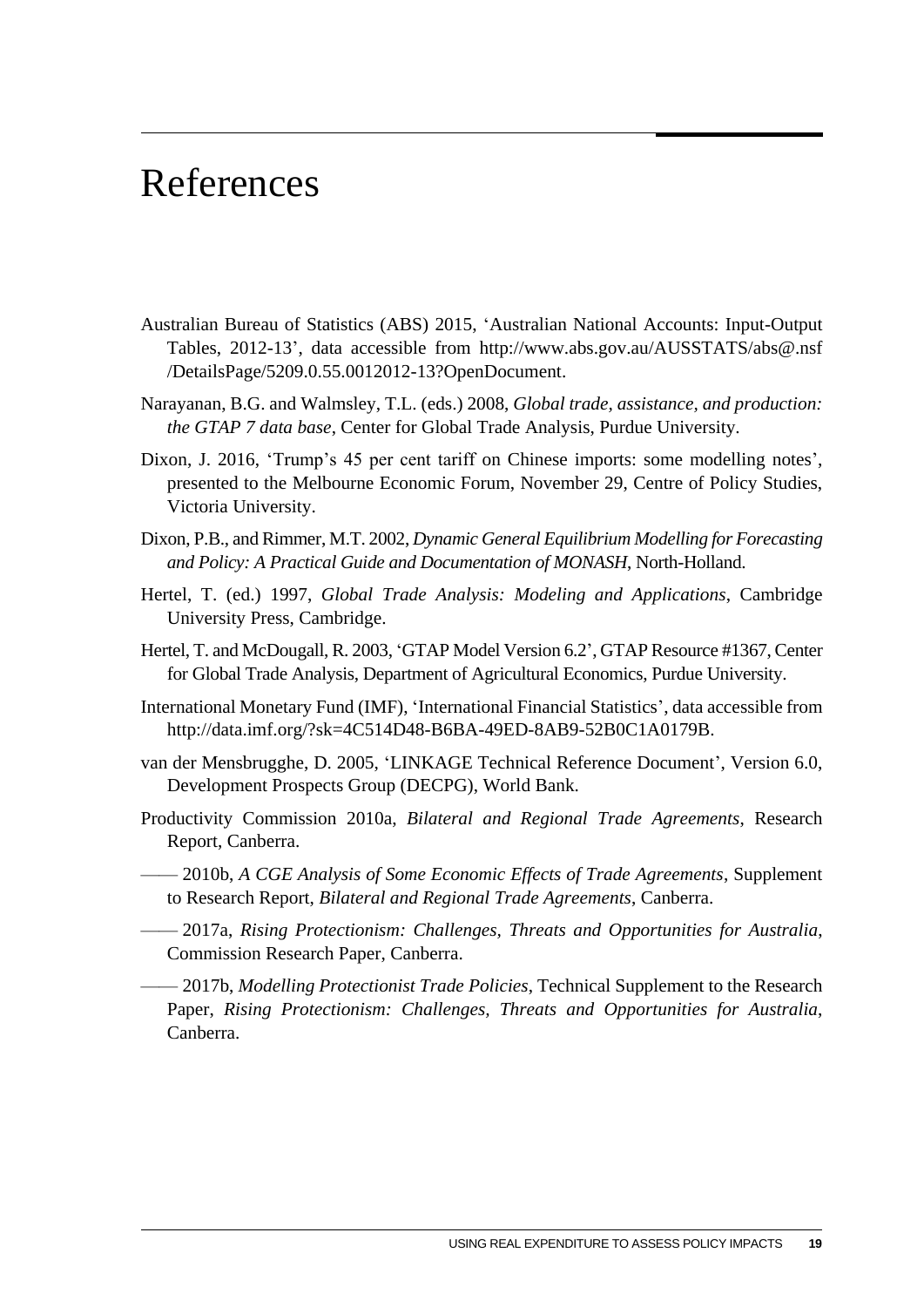# References

Australian Bureau of Statistics (ABS) 2015, 'Australian National Accounts: Input-Output Tables, 2012-13', data accessible from http://www.abs.gov.au/AUSSTATS/abs@.nsf /DetailsPage/5209.0.55.0012012-13?OpenDocument.

Narayanan, B.G. and Walmsley, T.L. (eds.) 2008, *Global trade, assistance, and production: the GTAP 7 data base*, Center for Global Trade Analysis, Purdue University.

Dixon, J. 2016, 'Trump's 45 per cent tariff on Chinese imports: some modelling notes', presented to the Melbourne Economic Forum, November 29, Centre of Policy Studies, Victoria University.

Dixon, P.B., and Rimmer, M.T. 2002, *Dynamic General Equilibrium Modelling for Forecasting and Policy: A Practical Guide and Documentation of MONASH*, North-Holland.

Hertel, T. (ed.) 1997, *Global Trade Analysis: Modeling and Applications*, Cambridge University Press, Cambridge.

Hertel, T. and McDougall, R. 2003, 'GTAP Model Version 6.2', GTAP Resource #1367, Center for Global Trade Analysis, Department of Agricultural Economics, Purdue University.

International Monetary Fund (IMF), 'International Financial Statistics', data accessible from http://data.imf.org/?sk=4C514D48-B6BA-49ED-8AB9-52B0C1A0179B.

van der Mensbrugghe, D. 2005, 'LINKAGE Technical Reference Document', Version 6.0, Development Prospects Group (DECPG), World Bank.

Productivity Commission 2010a, *Bilateral and Regional Trade Agreements*, Research Report, Canberra.

—— 2010b, *A CGE Analysis of Some Economic Effects of Trade Agreements*, Supplement to Research Report, *Bilateral and Regional Trade Agreements*, Canberra.

—— 2017a, *Rising Protectionism: Challenges, Threats and Opportunities for Australia*, Commission Research Paper, Canberra.

—— 2017b, *Modelling Protectionist Trade Policies*, Technical Supplement to the Research Paper, *Rising Protectionism: Challenges, Threats and Opportunities for Australia*, Canberra.